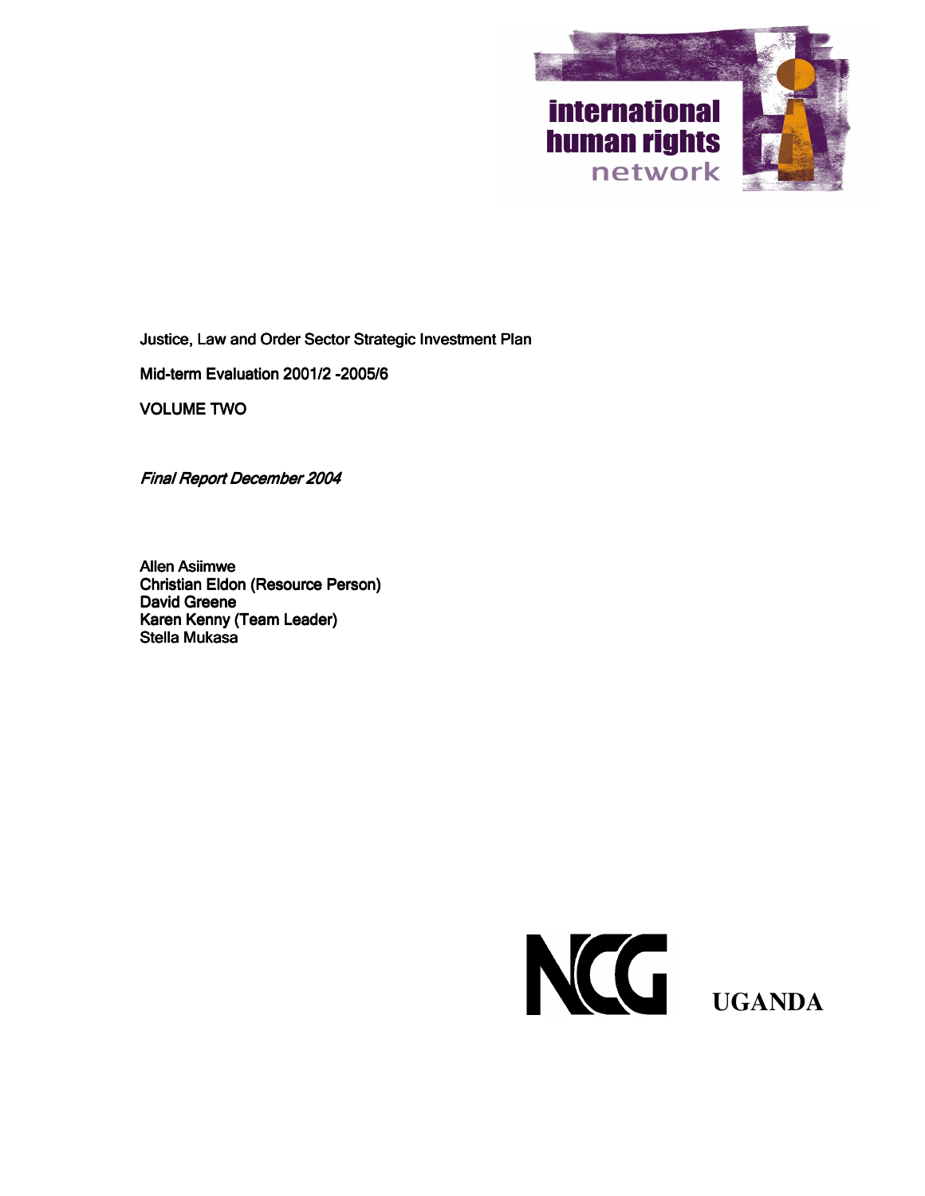international human rights network

Justice, Law and Order Sector Strategic Investment Plan

Mid-term Evaluation 2001/2 -2005/6

VOLUME TWO

*Final Report December 2004*

Allen Asiimwe
Christian Eldon (Resource Person)
David Greene
Karen Kenny (Team Leader)
Stella Mukasa

NCG

UGANDA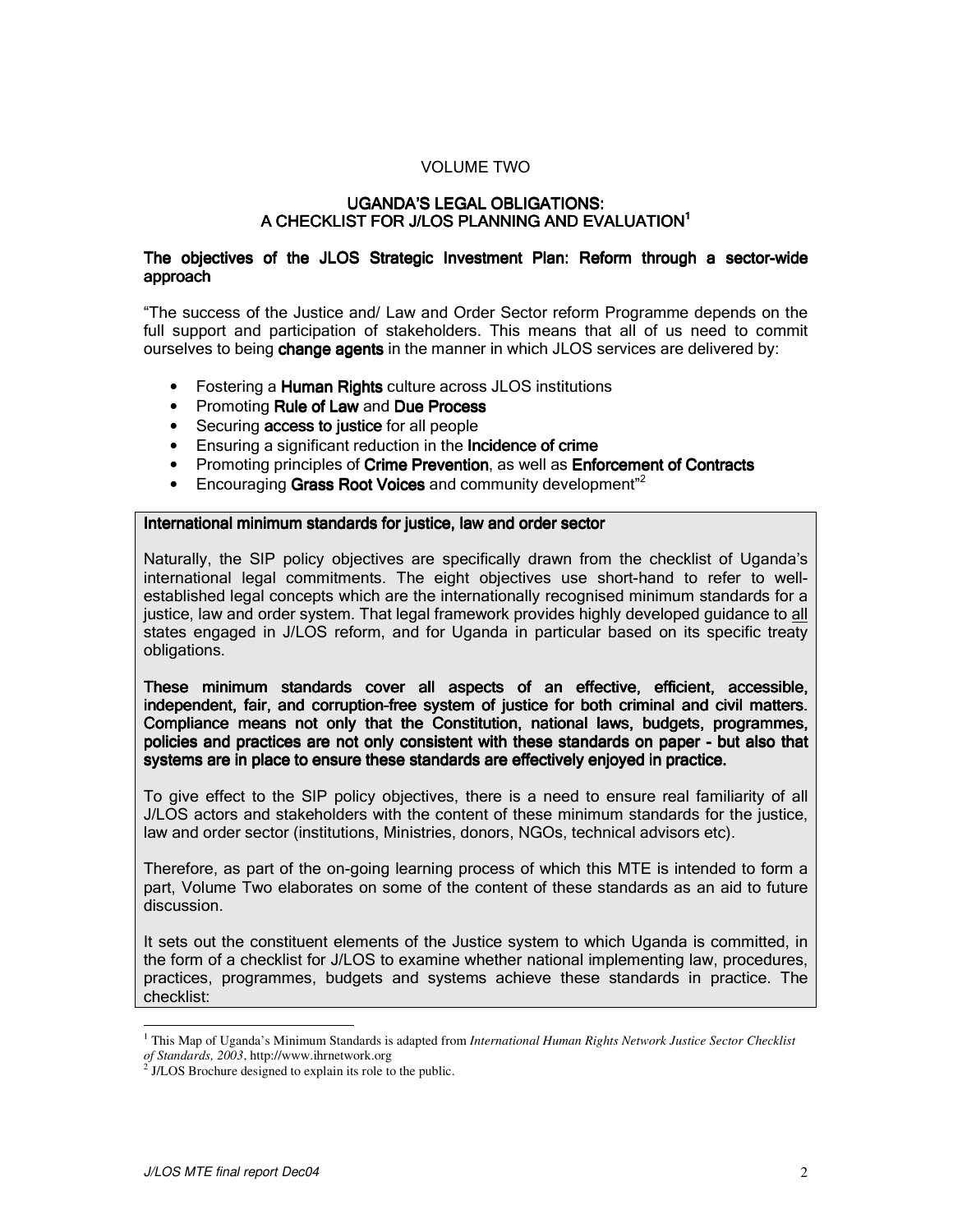VOLUME TWO

# UGANDA'S LEGAL OBLIGATIONS: A CHECKLIST FOR J/LOS PLANNING AND EVALUATION[1]

## The objectives of the JLOS Strategic Investment Plan: Reform through a sector-wide approach

"The success of the Justice and/ Law and Order Sector reform Programme depends on the full support and participation of stakeholders. This means that all of us need to commit ourselves to being **change agents** in the manner in which JLOS services are delivered by:

- Fostering a **Human Rights** culture across JLOS institutions
- Promoting **Rule of Law** and **Due Process**
- Securing **access to justice** for all people
- Ensuring a significant reduction in the **Incidence of crime**
- Promoting principles of **Crime Prevention**, as well as **Enforcement of Contracts**
- Encouraging **Grass Root Voices** and community development"[2]

**International minimum standards for justice, law and order sector**

Naturally, the SIP policy objectives are specifically drawn from the checklist of Uganda's international legal commitments. The eight objectives use short-hand to refer to well-established legal concepts which are the internationally recognised minimum standards for a justice, law and order system. That legal framework provides highly developed guidance to <u>all</u> states engaged in J/LOS reform, and for Uganda in particular based on its specific treaty obligations.

**These minimum standards cover all aspects of an effective, efficient, accessible, independent, fair, and corruption-free system of justice for both criminal and civil matters. Compliance means not only that the Constitution, national laws, budgets, programmes, policies and practices are not only consistent with these standards on paper - but also that systems are in place to ensure these standards are effectively enjoyed in practice.**

To give effect to the SIP policy objectives, there is a need to ensure real familiarity of all J/LOS actors and stakeholders with the content of these minimum standards for the justice, law and order sector (institutions, Ministries, donors, NGOs, technical advisors etc).

Therefore, as part of the on-going learning process of which this MTE is intended to form a part, Volume Two elaborates on some of the content of these standards as an aid to future discussion.

It sets out the constituent elements of the Justice system to which Uganda is committed, in the form of a checklist for J/LOS to examine whether national implementing law, procedures, practices, programmes, budgets and systems achieve these standards in practice. The checklist:

---

[1] This Map of Uganda's Minimum Standards is adapted from *International Human Rights Network Justice Sector Checklist of Standards, 2003*, http://www.ihrnetwork.org

[2] J/LOS Brochure designed to explain its role to the public.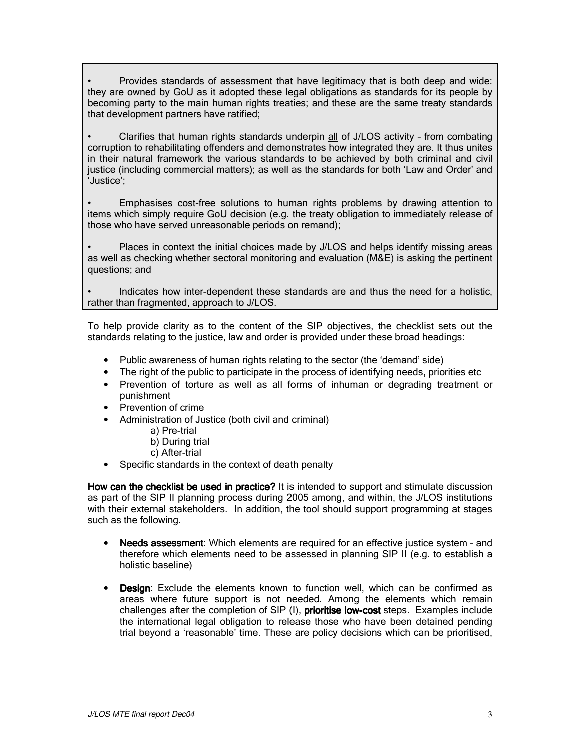- Provides standards of assessment that have legitimacy that is both deep and wide: they are owned by GoU as it adopted these legal obligations as standards for its people by becoming party to the main human rights treaties; and these are the same treaty standards that development partners have ratified;

- Clarifies that human rights standards underpin all of J/LOS activity – from combating corruption to rehabilitating offenders and demonstrates how integrated they are. It thus unites in their natural framework the various standards to be achieved by both criminal and civil justice (including commercial matters); as well as the standards for both 'Law and Order' and 'Justice';

- Emphasises cost-free solutions to human rights problems by drawing attention to items which simply require GoU decision (e.g. the treaty obligation to immediately release of those who have served unreasonable periods on remand);

- Places in context the initial choices made by J/LOS and helps identify missing areas as well as checking whether sectoral monitoring and evaluation (M&E) is asking the pertinent questions; and

- Indicates how inter-dependent these standards are and thus the need for a holistic, rather than fragmented, approach to J/LOS.

To help provide clarity as to the content of the SIP objectives, the checklist sets out the standards relating to the justice, law and order is provided under these broad headings:

- Public awareness of human rights relating to the sector (the 'demand' side)
- The right of the public to participate in the process of identifying needs, priorities etc
- Prevention of torture as well as all forms of inhuman or degrading treatment or punishment
- Prevention of crime
- Administration of Justice (both civil and criminal)
  - a) Pre-trial
  - b) During trial
  - c) After-trial
- Specific standards in the context of death penalty

**How can the checklist be used in practice?** It is intended to support and stimulate discussion as part of the SIP II planning process during 2005 among, and within, the J/LOS institutions with their external stakeholders. In addition, the tool should support programming at stages such as the following.

- **Needs assessment**: Which elements are required for an effective justice system – and therefore which elements need to be assessed in planning SIP II (e.g. to establish a holistic baseline)

- **Design**: Exclude the elements known to function well, which can be confirmed as areas where future support is not needed. Among the elements which remain challenges after the completion of SIP (I), **prioritise low-cost** steps. Examples include the international legal obligation to release those who have been detained pending trial beyond a 'reasonable' time. These are policy decisions which can be prioritised,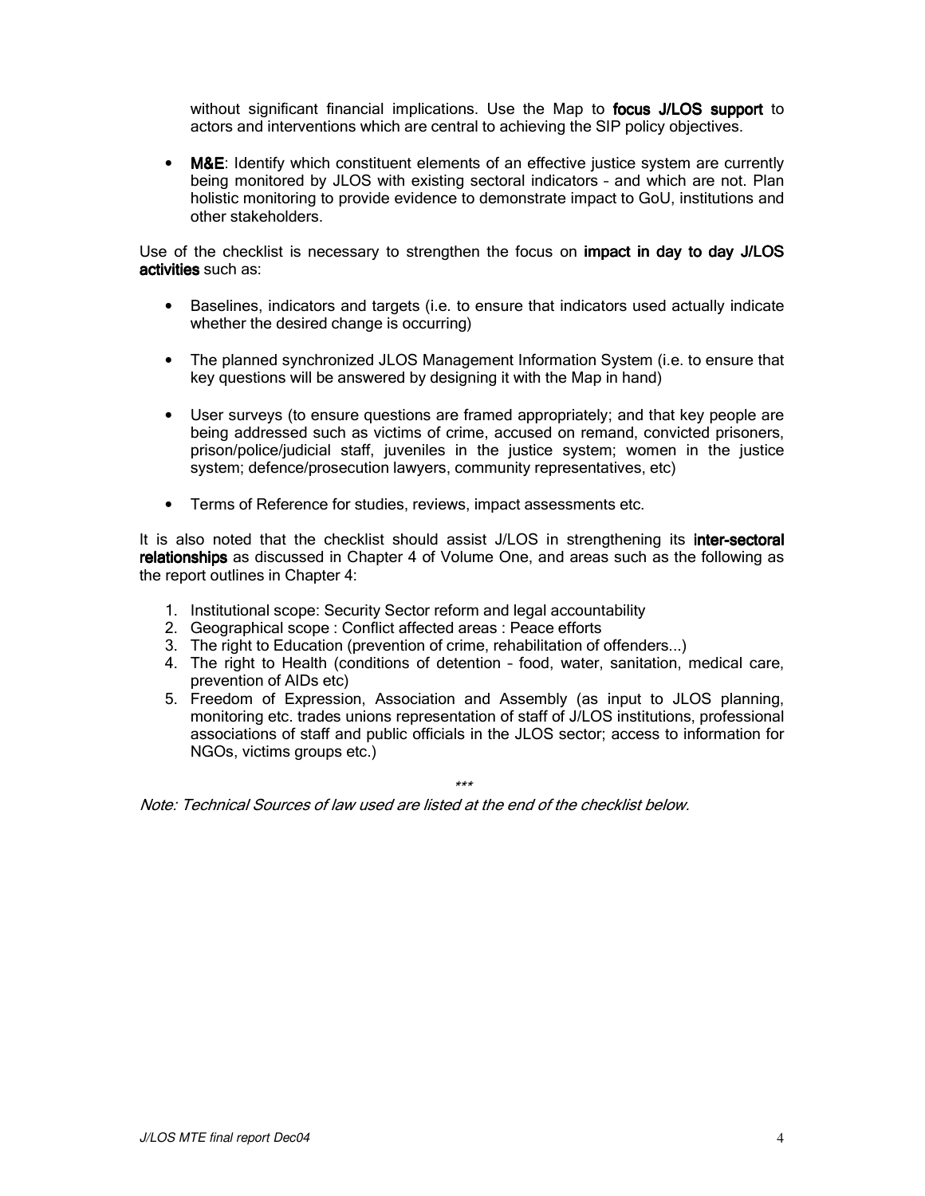without significant financial implications. Use the Map to **focus J/LOS support** to actors and interventions which are central to achieving the SIP policy objectives.

- **M&E**: Identify which constituent elements of an effective justice system are currently being monitored by JLOS with existing sectoral indicators – and which are not. Plan holistic monitoring to provide evidence to demonstrate impact to GoU, institutions and other stakeholders.

Use of the checklist is necessary to strengthen the focus on **impact in day to day J/LOS activities** such as:

- Baselines, indicators and targets (i.e. to ensure that indicators used actually indicate whether the desired change is occurring)

- The planned synchronized JLOS Management Information System (i.e. to ensure that key questions will be answered by designing it with the Map in hand)

- User surveys (to ensure questions are framed appropriately; and that key people are being addressed such as victims of crime, accused on remand, convicted prisoners, prison/police/judicial staff, juveniles in the justice system; women in the justice system; defence/prosecution lawyers, community representatives, etc)

- Terms of Reference for studies, reviews, impact assessments etc.

It is also noted that the checklist should assist J/LOS in strengthening its **inter-sectoral relationships** as discussed in Chapter 4 of Volume One, and areas such as the following as the report outlines in Chapter 4:

1. Institutional scope: Security Sector reform and legal accountability
2. Geographical scope : Conflict affected areas : Peace efforts
3. The right to Education (prevention of crime, rehabilitation of offenders...)
4. The right to Health (conditions of detention – food, water, sanitation, medical care, prevention of AIDs etc)
5. Freedom of Expression, Association and Assembly (as input to JLOS planning, monitoring etc. trades unions representation of staff of J/LOS institutions, professional associations of staff and public officials in the JLOS sector; access to information for NGOs, victims groups etc.)

***

*Note: Technical Sources of law used are listed at the end of the checklist below.*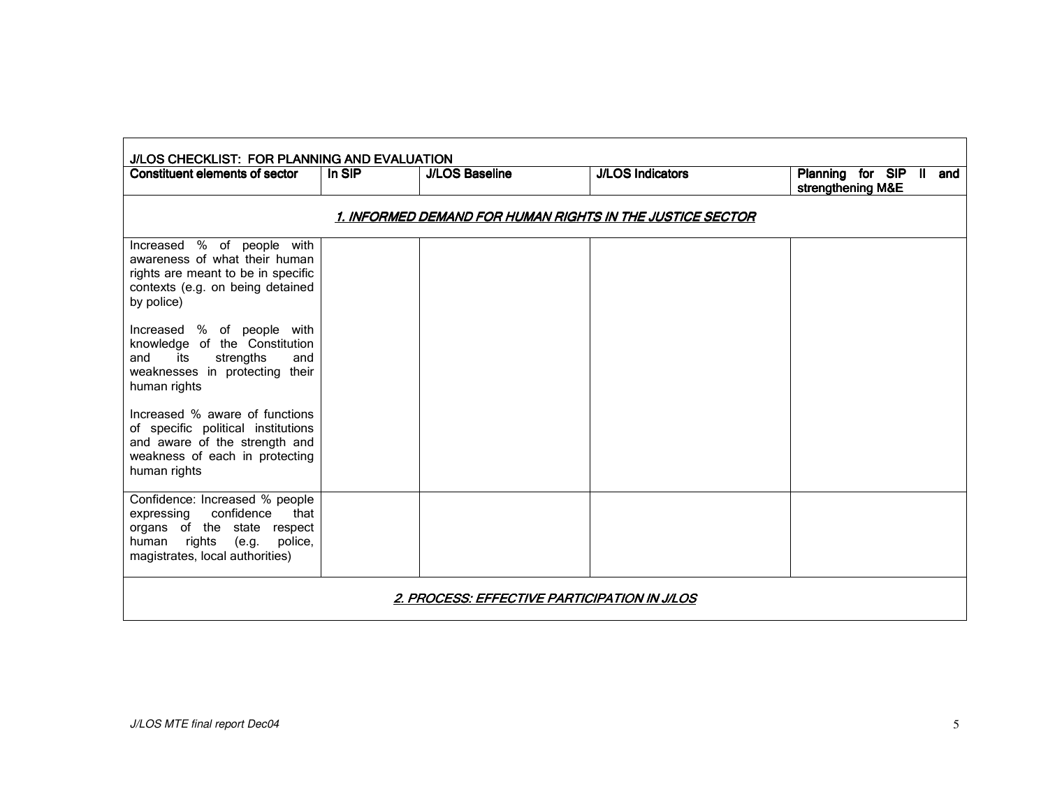| J/LOS CHECKLIST: FOR PLANNING AND EVALUATION | | | | |
|---|---|---|---|---|
| **Constituent elements of sector** | **In SIP** | **J/LOS Baseline** | **J/LOS Indicators** | **Planning for SIP II and strengthening M&E** |
| ***1. INFORMED DEMAND FOR HUMAN RIGHTS IN THE JUSTICE SECTOR*** | | | | |
| Increased % of people with awareness of what their human rights are meant to be in specific contexts (e.g. on being detained by police)<br><br>Increased % of people with knowledge of the Constitution and its strengths and weaknesses in protecting their human rights<br><br>Increased % aware of functions of specific political institutions and aware of the strength and weakness of each in protecting human rights | | | | |
| Confidence: Increased % people expressing confidence that organs of the state respect human rights (e.g. police, magistrates, local authorities) | | | | |
| ***2. PROCESS: EFFECTIVE PARTICIPATION IN J/LOS*** | | | | |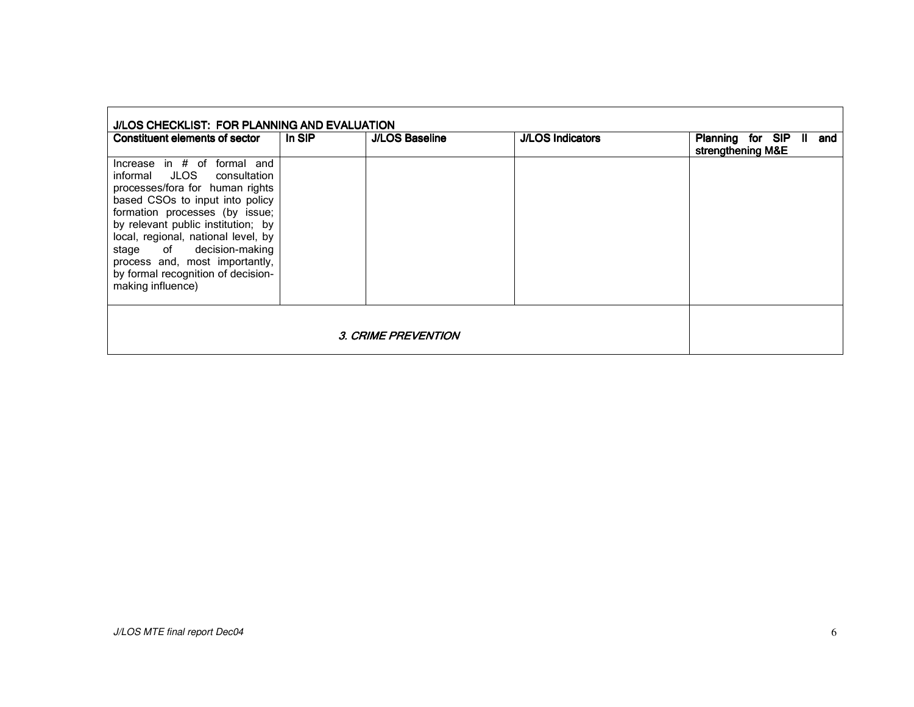| J/LOS CHECKLIST: FOR PLANNING AND EVALUATION | | | | |
|---|---|---|---|---|
| **Constituent elements of sector** | **In SIP** | **J/LOS Baseline** | **J/LOS Indicators** | **Planning for SIP II and strengthening M&E** |
| Increase in # of formal and informal JLOS consultation processes/fora for human rights based CSOs to input into policy formation processes (by issue; by relevant public institution; by local, regional, national level, by stage of decision-making process and, most importantly, by formal recognition of decision-making influence) | | | | |
| *3. CRIME PREVENTION* | | | | |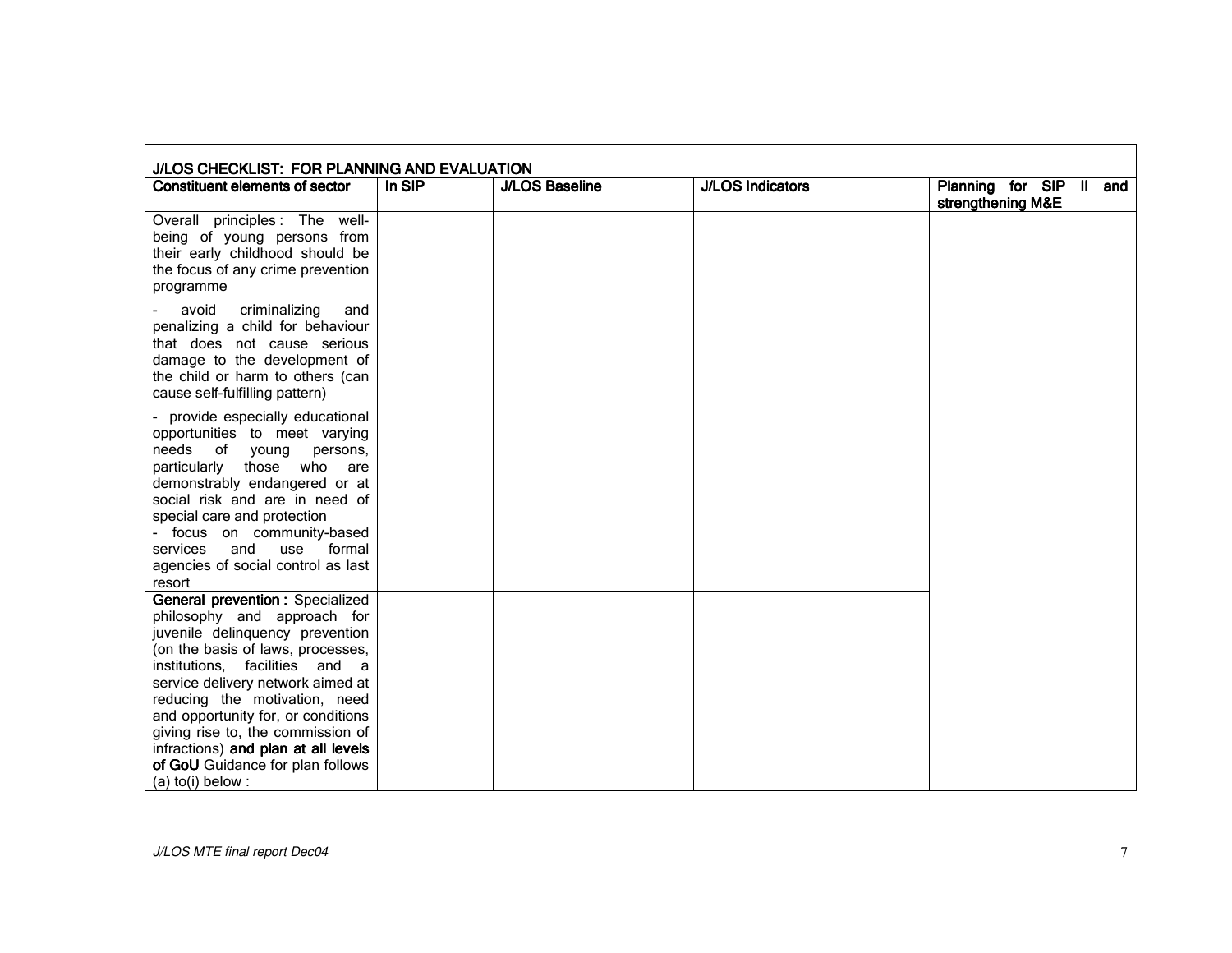| J/LOS CHECKLIST: FOR PLANNING AND EVALUATION | | | | |
|---|---|---|---|---|
| **Constituent elements of sector** | **In SIP** | **J/LOS Baseline** | **J/LOS Indicators** | **Planning for SIP II and strengthening M&E** |
| Overall principles : The well-being of young persons from their early childhood should be the focus of any crime prevention programme<br><br>- avoid criminalizing and penalizing a child for behaviour that does not cause serious damage to the development of the child or harm to others (can cause self-fulfilling pattern)<br><br>- provide especially educational opportunities to meet varying needs of young persons, particularly those who are demonstrably endangered or at social risk and are in need of special care and protection<br>- focus on community-based services and use formal agencies of social control as last resort | | | | |
| **General prevention :** Specialized philosophy and approach for juvenile delinquency prevention (on the basis of laws, processes, institutions, facilities and a service delivery network aimed at reducing the motivation, need and opportunity for, or conditions giving rise to, the commission of infractions) **and plan at all levels of GoU** Guidance for plan follows (a) to(i) below : | | | | |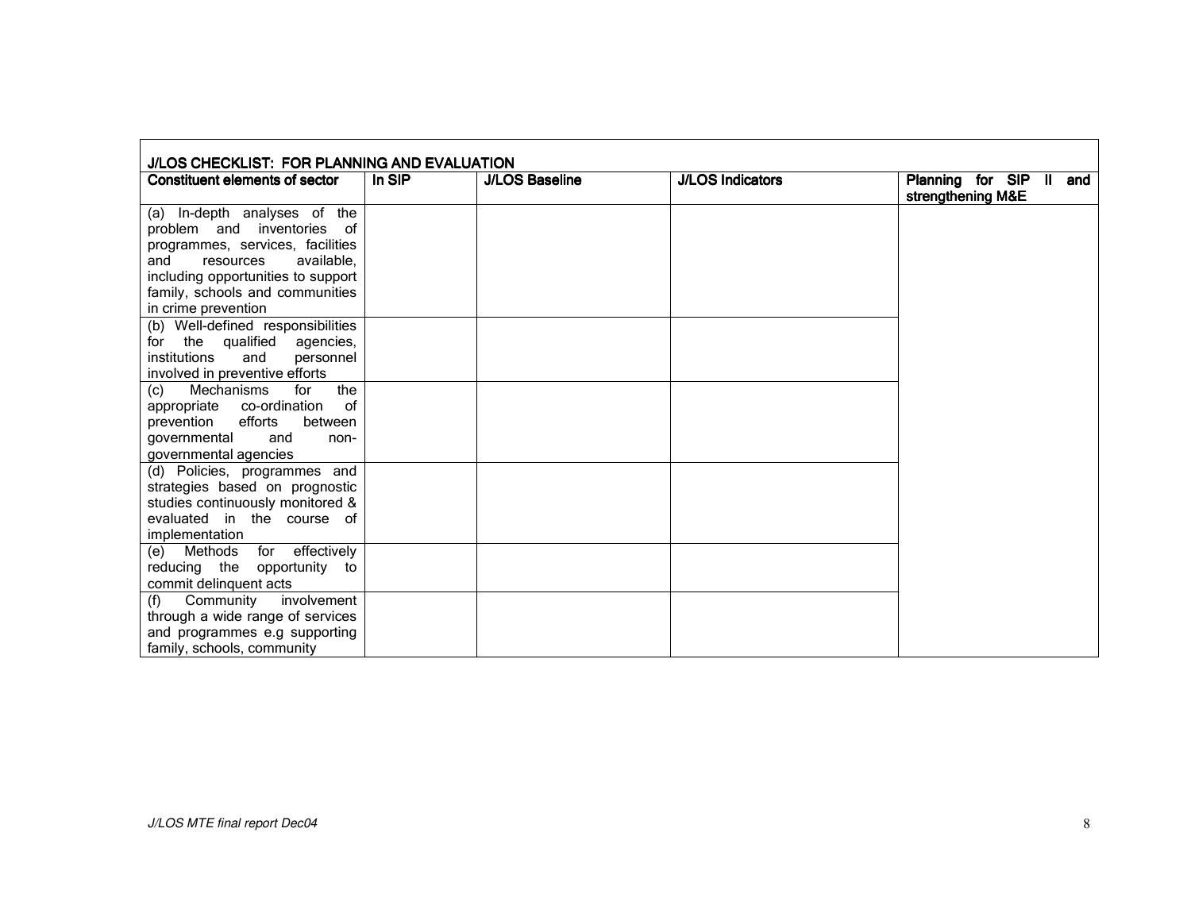| J/LOS CHECKLIST: FOR PLANNING AND EVALUATION | | | | |
|---|---|---|---|---|
| **Constituent elements of sector** | **In SIP** | **J/LOS Baseline** | **J/LOS Indicators** | **Planning for SIP II and strengthening M&E** |
| (a) In-depth analyses of the problem and inventories of programmes, services, facilities and resources available, including opportunities to support family, schools and communities in crime prevention | | | | |
| (b) Well-defined responsibilities for the qualified agencies, institutions and personnel involved in preventive efforts | | | | |
| (c) Mechanisms for the appropriate co-ordination of prevention efforts between governmental and non-governmental agencies | | | | |
| (d) Policies, programmes and strategies based on prognostic studies continuously monitored & evaluated in the course of implementation | | | | |
| (e) Methods for effectively reducing the opportunity to commit delinquent acts | | | | |
| (f) Community involvement through a wide range of services and programmes e.g supporting family, schools, community | | | | |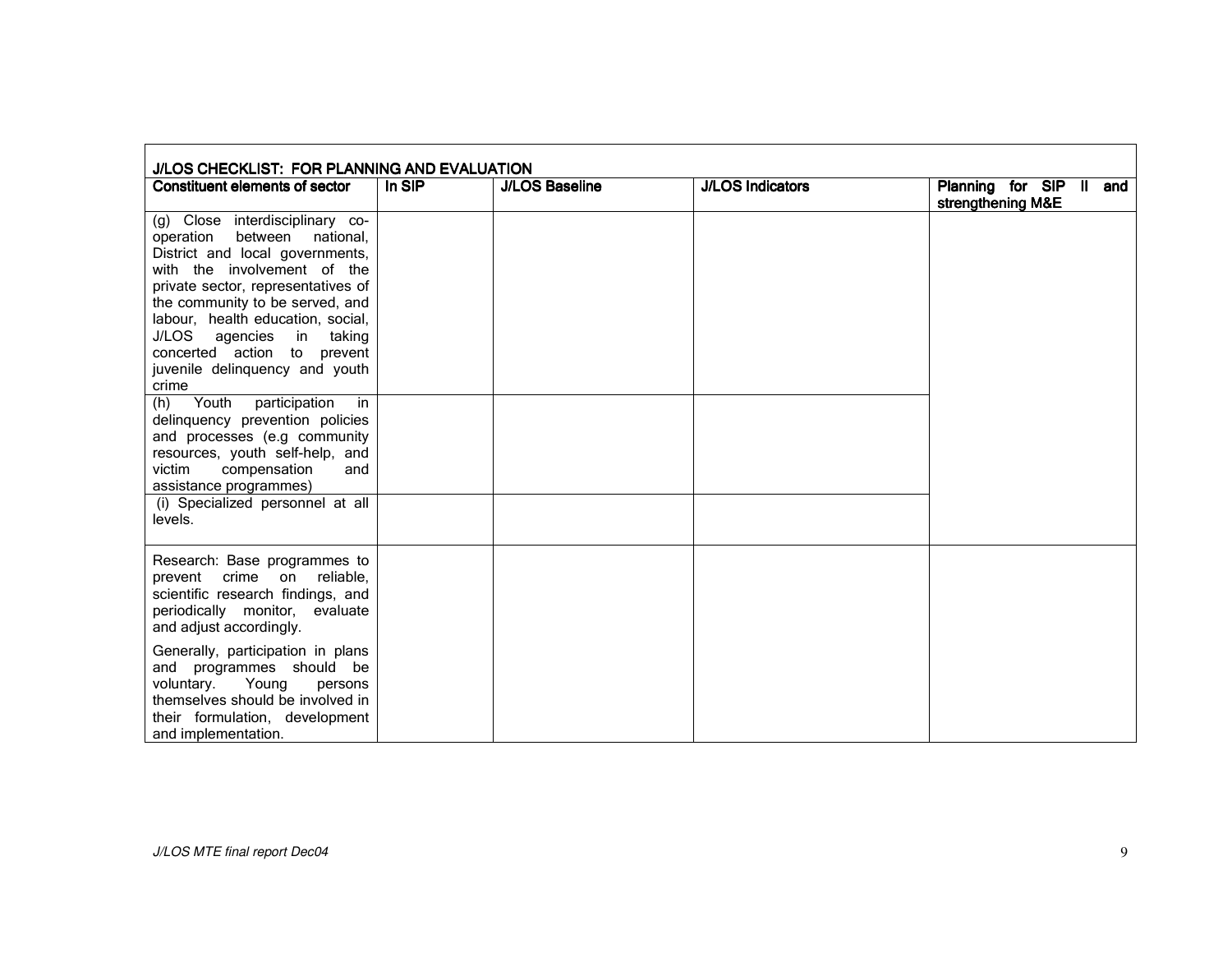| J/LOS CHECKLIST: FOR PLANNING AND EVALUATION | | | | |
|---|---|---|---|---|
| **Constituent elements of sector** | **In SIP** | **J/LOS Baseline** | **J/LOS Indicators** | **Planning for SIP II and strengthening M&E** |
| (g) Close interdisciplinary co-operation between national, District and local governments, with the involvement of the private sector, representatives of the community to be served, and labour, health education, social, J/LOS agencies in taking concerted action to prevent juvenile delinquency and youth crime | | | | |
| (h) Youth participation in delinquency prevention policies and processes (e.g community resources, youth self-help, and victim compensation and assistance programmes) | | | | |
| (i) Specialized personnel at all levels. | | | | |
| Research: Base programmes to prevent crime on reliable, scientific research findings, and periodically monitor, evaluate and adjust accordingly.<br><br>Generally, participation in plans and programmes should be voluntary. Young persons themselves should be involved in their formulation, development and implementation. | | | | |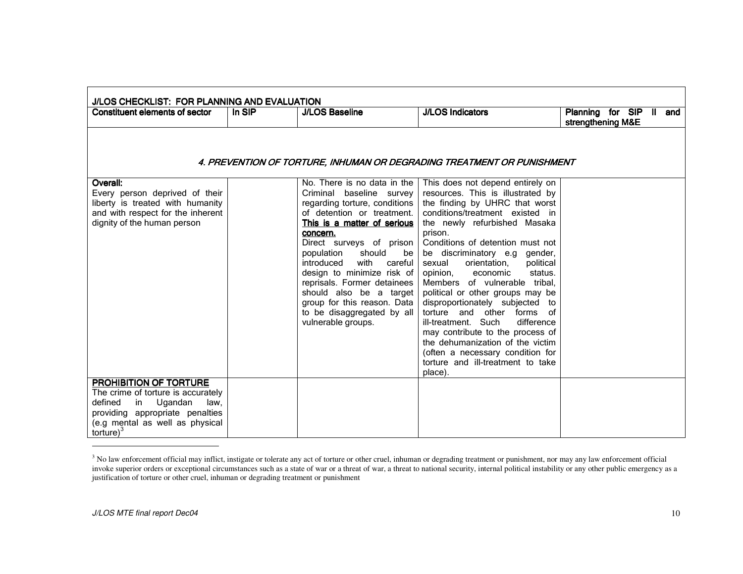| J/LOS CHECKLIST: FOR PLANNING AND EVALUATION | | | | |
|---|---|---|---|---|
| **Constituent elements of sector** | **In SIP** | **J/LOS Baseline** | **J/LOS Indicators** | **Planning for SIP II and strengthening M&E** |
| *4. PREVENTION OF TORTURE, INHUMAN OR DEGRADING TREATMENT OR PUNISHMENT* | | | | |
| **Overall:** Every person deprived of their liberty is treated with humanity and with respect for the inherent dignity of the human person | | No. There is no data in the Criminal baseline survey regarding torture, conditions of detention or treatment. **This is a matter of serious concern.** Direct surveys of prison population should be introduced with careful design to minimize risk of reprisals. Former detainees should also be a target group for this reason. Data to be disaggregated by all vulnerable groups. | This does not depend entirely on resources. This is illustrated by the finding by UHRC that worst conditions/treatment existed in the newly refurbished Masaka prison. Conditions of detention must not be discriminatory e.g gender, sexual orientation, political opinion, economic status. Members of vulnerable tribal, political or other groups may be disproportionately subjected to torture and other forms of ill-treatment. Such difference may contribute to the process of the dehumanization of the victim (often a necessary condition for torture and ill-treatment to take place). | |
| **PROHIBITION OF TORTURE** The crime of torture is accurately defined in Ugandan law, providing appropriate penalties (e.g mental as well as physical torture)[3] | | | | |

[3] No law enforcement official may inflict, instigate or tolerate any act of torture or other cruel, inhuman or degrading treatment or punishment, nor may any law enforcement official invoke superior orders or exceptional circumstances such as a state of war or a threat of war, a threat to national security, internal political instability or any other public emergency as a justification of torture or other cruel, inhuman or degrading treatment or punishment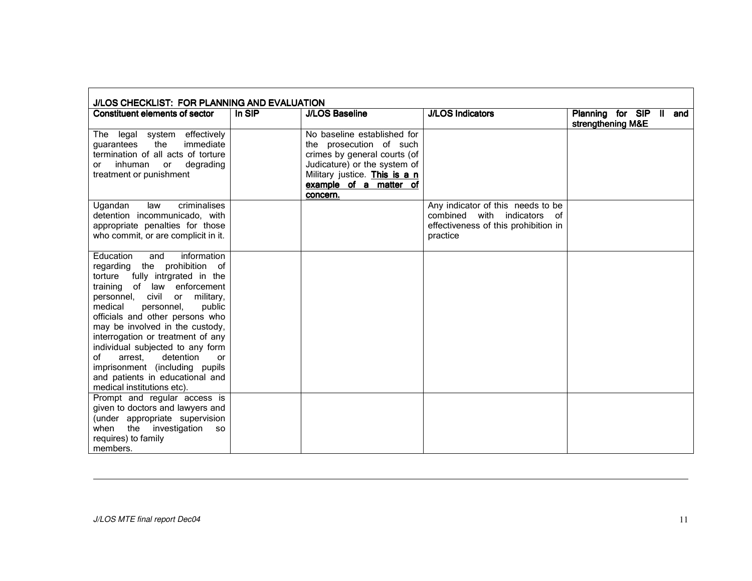| J/LOS CHECKLIST: FOR PLANNING AND EVALUATION | | | | |
|---|---|---|---|---|
| **Constituent elements of sector** | **In SIP** | **J/LOS Baseline** | **J/LOS Indicators** | **Planning for SIP II and strengthening M&E** |
| The legal system effectively guarantees the immediate termination of all acts of torture or inhuman or degrading treatment or punishment | | No baseline established for the prosecution of such crimes by general courts (of Judicature) or the system of Military justice. **<u>This is a n example of a matter of concern.</u>** | | |
| Ugandan law criminalises detention incommunicado, with appropriate penalties for those who commit, or are complicit in it. | | | Any indicator of this needs to be combined with indicators of effectiveness of this prohibition in practice | |
| Education and information regarding the prohibition of torture fully intrgrated in the training of law enforcement personnel, civil or military, medical personnel, public officials and other persons who may be involved in the custody, interrogation or treatment of any individual subjected to any form of arrest, detention or imprisonment (including pupils and patients in educational and medical institutions etc). | | | | |
| Prompt and regular access is given to doctors and lawyers and (under appropriate supervision when the investigation so requires) to family members. | | | | |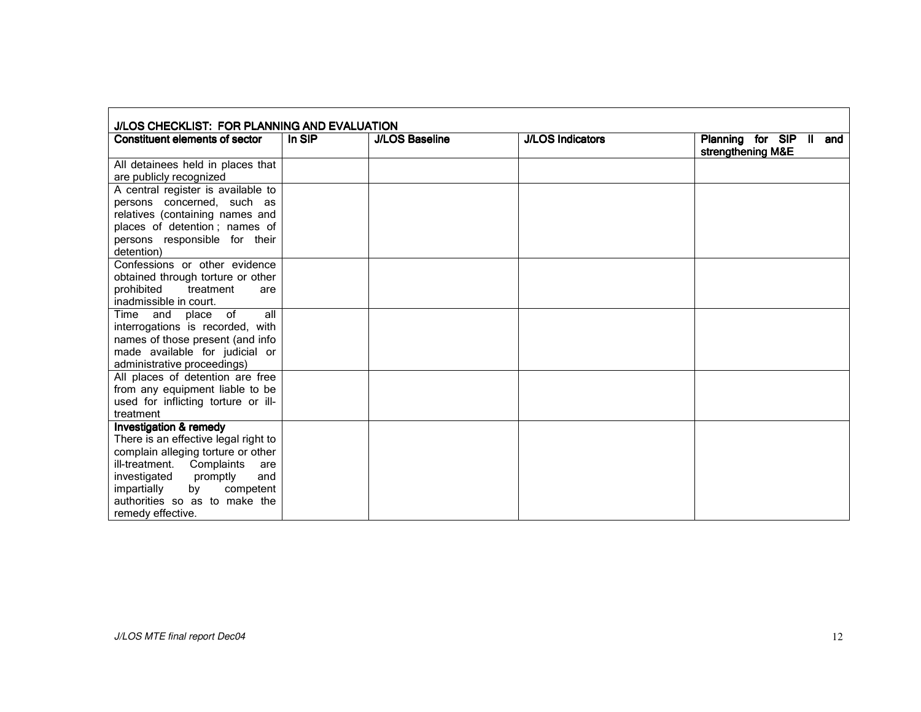| J/LOS CHECKLIST: FOR PLANNING AND EVALUATION | | | | |
|---|---|---|---|---|
| **Constituent elements of sector** | **In SIP** | **J/LOS Baseline** | **J/LOS Indicators** | **Planning for SIP II and strengthening M&E** |
| All detainees held in places that are publicly recognized | | | | |
| A central register is available to persons concerned, such as relatives (containing names and places of detention ; names of persons responsible for their detention) | | | | |
| Confessions or other evidence obtained through torture or other prohibited treatment are inadmissible in court. | | | | |
| Time and place of all interrogations is recorded, with names of those present (and info made available for judicial or administrative proceedings) | | | | |
| All places of detention are free from any equipment liable to be used for inflicting torture or ill-treatment | | | | |
| **Investigation & remedy** There is an effective legal right to complain alleging torture or other ill-treatment. Complaints are investigated promptly and impartially by competent authorities so as to make the remedy effective. | | | | |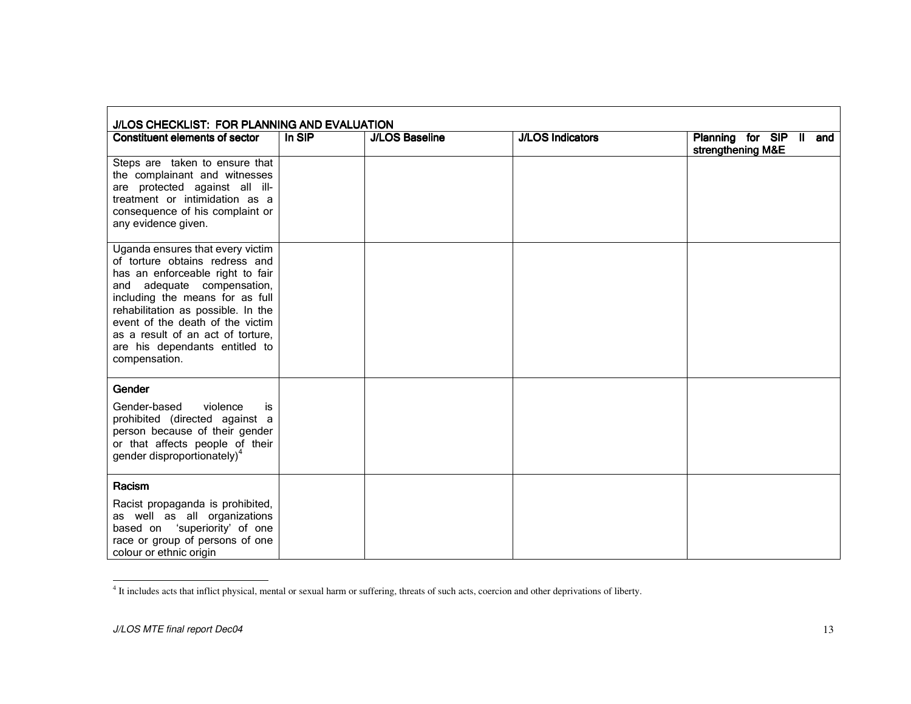| J/LOS CHECKLIST: FOR PLANNING AND EVALUATION | | | | |
|---|---|---|---|---|
| **Constituent elements of sector** | **In SIP** | **J/LOS Baseline** | **J/LOS Indicators** | **Planning for SIP II and strengthening M&E** |
| Steps are taken to ensure that the complainant and witnesses are protected against all ill-treatment or intimidation as a consequence of his complaint or any evidence given. | | | | |
| Uganda ensures that every victim of torture obtains redress and has an enforceable right to fair and adequate compensation, including the means for as full rehabilitation as possible. In the event of the death of the victim as a result of an act of torture, are his dependants entitled to compensation. | | | | |
| **Gender**<br><br>Gender-based violence is prohibited (directed against a person because of their gender or that affects people of their gender disproportionately)[4] | | | | |
| **Racism**<br><br>Racist propaganda is prohibited, as well as all organizations based on 'superiority' of one race or group of persons of one colour or ethnic origin | | | | |

[4] It includes acts that inflict physical, mental or sexual harm or suffering, threats of such acts, coercion and other deprivations of liberty.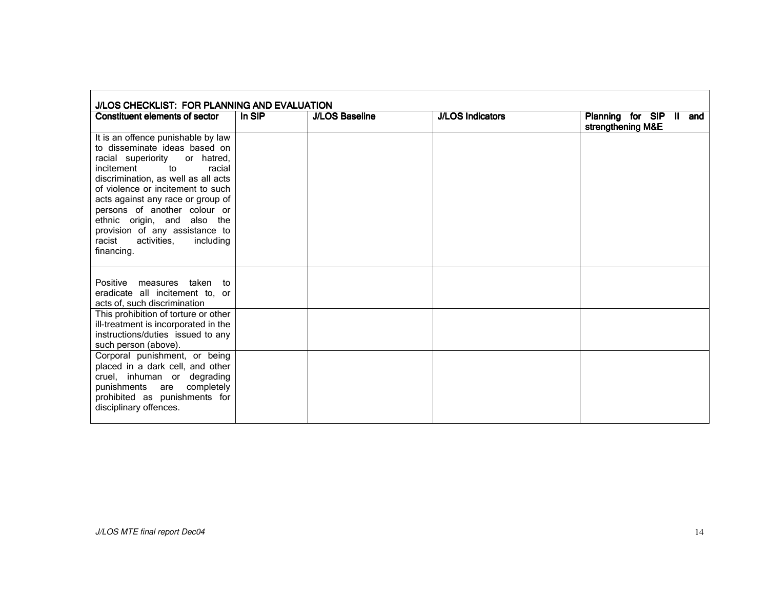**J/LOS CHECKLIST: FOR PLANNING AND EVALUATION**

| Constituent elements of sector | In SIP | J/LOS Baseline | J/LOS Indicators | Planning for SIP II and strengthening M&E |
|---|---|---|---|---|
| It is an offence punishable by law to disseminate ideas based on racial superiority or hatred, incitement to racial discrimination, as well as all acts of violence or incitement to such acts against any race or group of persons of another colour or ethnic origin, and also the provision of any assistance to racist activities, including financing. | | | | |
| Positive measures taken to eradicate all incitement to, or acts of, such discrimination | | | | |
| This prohibition of torture or other ill-treatment is incorporated in the instructions/duties issued to any such person (above). | | | | |
| Corporal punishment, or being placed in a dark cell, and other cruel, inhuman or degrading punishments are completely prohibited as punishments for disciplinary offences. | | | | |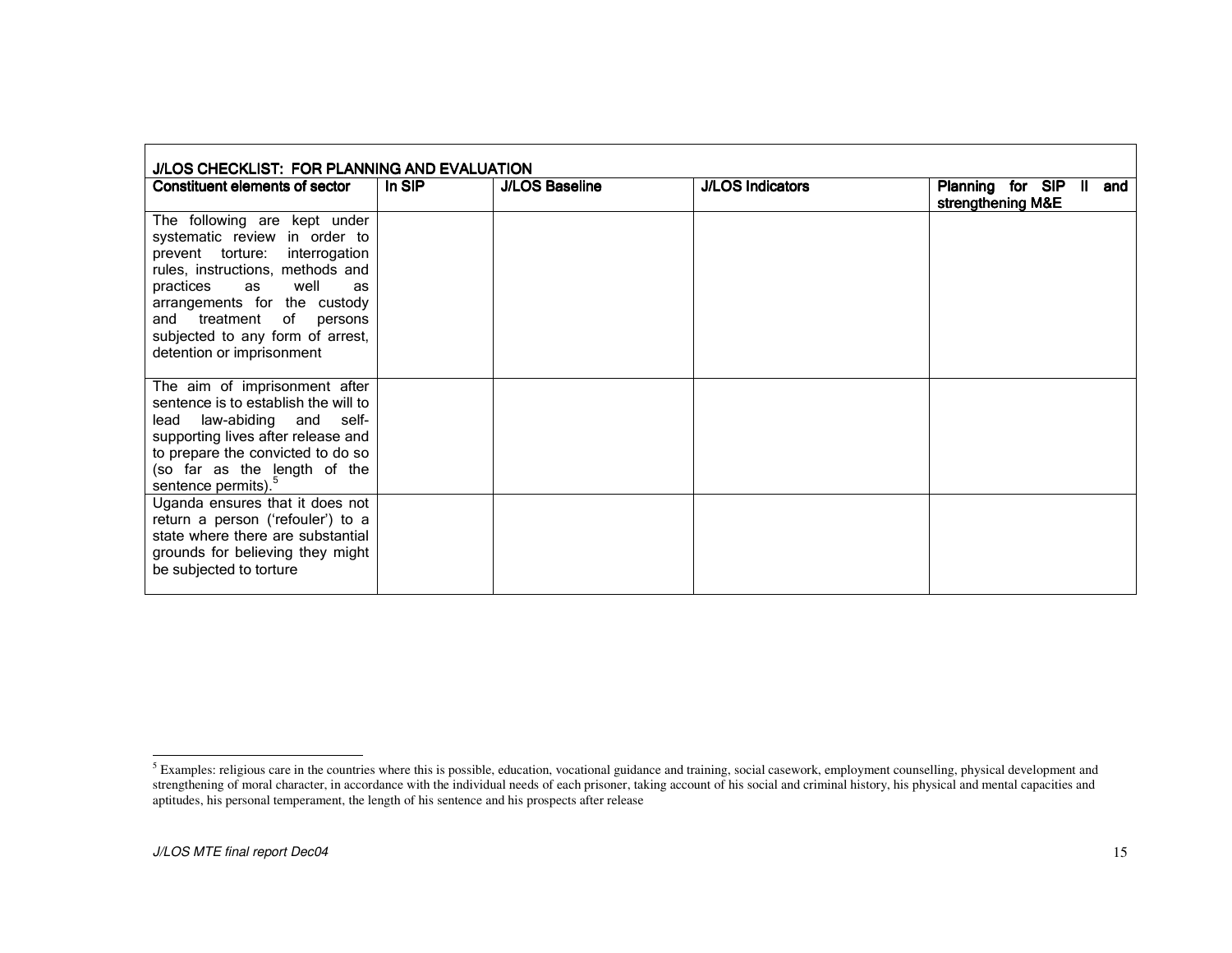**J/LOS CHECKLIST: FOR PLANNING AND EVALUATION**

| Constituent elements of sector | In SIP | J/LOS Baseline | J/LOS Indicators | Planning for SIP II and strengthening M&E |
|---|---|---|---|---|
| The following are kept under systematic review in order to prevent torture: interrogation rules, instructions, methods and practices as well as arrangements for the custody and treatment of persons subjected to any form of arrest, detention or imprisonment | | | | |
| The aim of imprisonment after sentence is to establish the will to lead law-abiding and self-supporting lives after release and to prepare the convicted to do so (so far as the length of the sentence permits).[5] | | | | |
| Uganda ensures that it does not return a person ('refouler') to a state where there are substantial grounds for believing they might be subjected to torture | | | | |

[5] Examples: religious care in the countries where this is possible, education, vocational guidance and training, social casework, employment counselling, physical development and strengthening of moral character, in accordance with the individual needs of each prisoner, taking account of his social and criminal history, his physical and mental capacities and aptitudes, his personal temperament, the length of his sentence and his prospects after release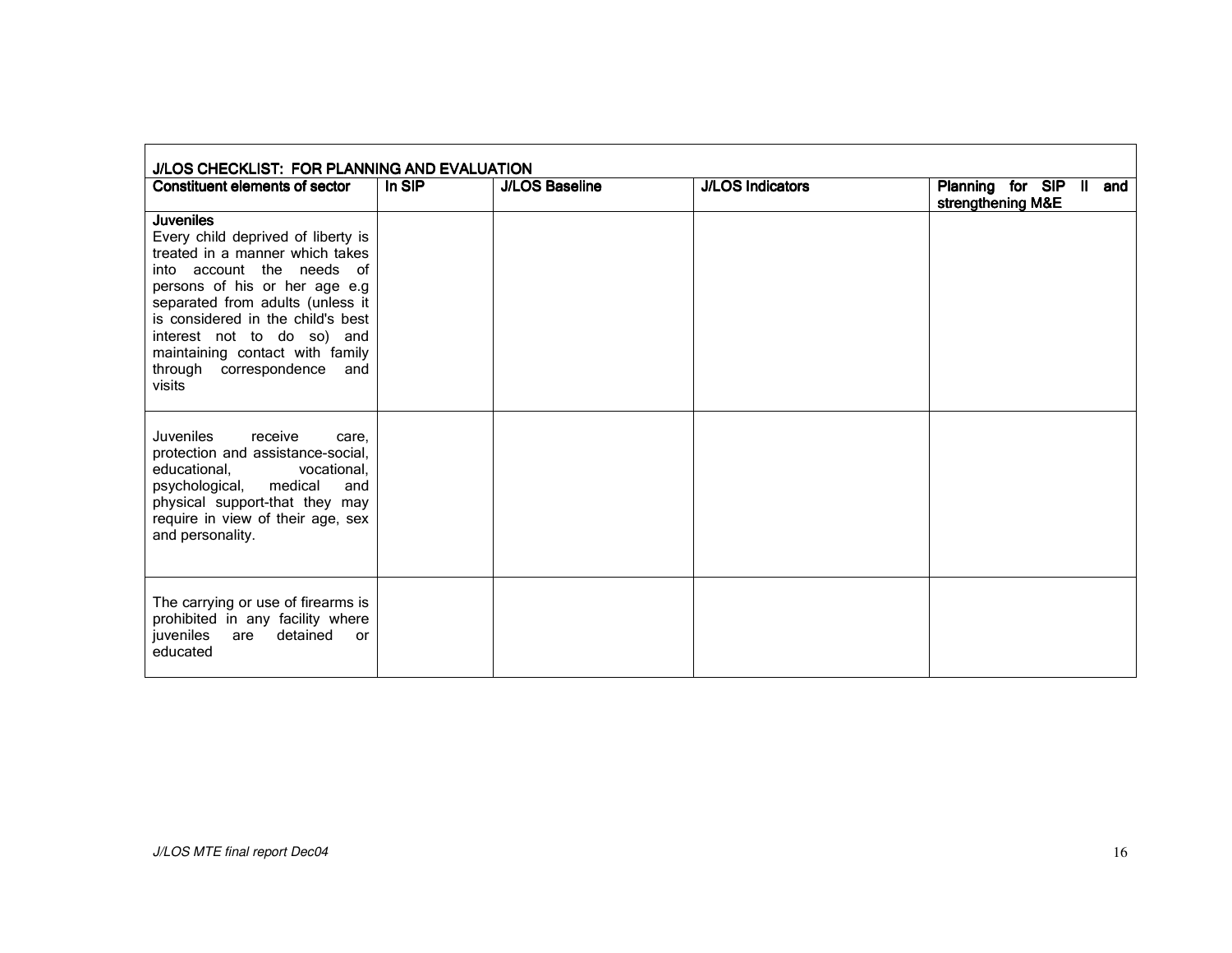**J/LOS CHECKLIST: FOR PLANNING AND EVALUATION**

| Constituent elements of sector | In SIP | J/LOS Baseline | J/LOS Indicators | Planning for SIP II and strengthening M&E |
|---|---|---|---|---|
| **Juveniles**<br>Every child deprived of liberty is treated in a manner which takes into account the needs of persons of his or her age e.g separated from adults (unless it is considered in the child's best interest not to do so) and maintaining contact with family through correspondence and visits | | | | |
| Juveniles receive care, protection and assistance-social, educational, vocational, psychological, medical and physical support-that they may require in view of their age, sex and personality. | | | | |
| The carrying or use of firearms is prohibited in any facility where juveniles are detained or educated | | | | |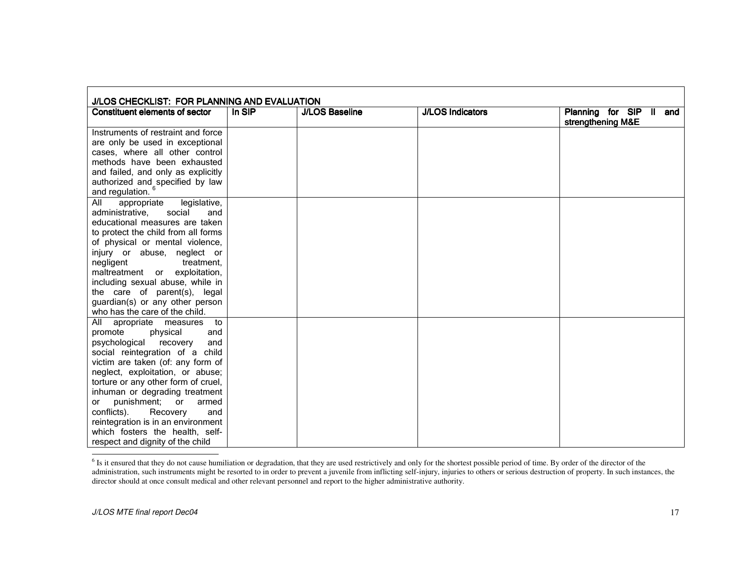| J/LOS CHECKLIST: FOR PLANNING AND EVALUATION | | | | |
|---|---|---|---|---|
| **Constituent elements of sector** | **In SIP** | **J/LOS Baseline** | **J/LOS Indicators** | **Planning for SIP II and strengthening M&E** |
| Instruments of restraint and force are only be used in exceptional cases, where all other control methods have been exhausted and failed, and only as explicitly authorized and specified by law and regulation. [6] | | | | |
| All appropriate legislative, administrative, social and educational measures are taken to protect the child from all forms of physical or mental violence, injury or abuse, neglect or negligent treatment, maltreatment or exploitation, including sexual abuse, while in the care of parent(s), legal guardian(s) or any other person who has the care of the child. | | | | |
| All apropriate measures to promote physical and psychological recovery and social reintegration of a child victim are taken (of: any form of neglect, exploitation, or abuse; torture or any other form of cruel, inhuman or degrading treatment or punishment; or armed conflicts). Recovery and reintegration is in an environment which fosters the health, self-respect and dignity of the child | | | | |

[6] Is it ensured that they do not cause humiliation or degradation, that they are used restrictively and only for the shortest possible period of time. By order of the director of the administration, such instruments might be resorted to in order to prevent a juvenile from inflicting self-injury, injuries to others or serious destruction of property. In such instances, the director should at once consult medical and other relevant personnel and report to the higher administrative authority.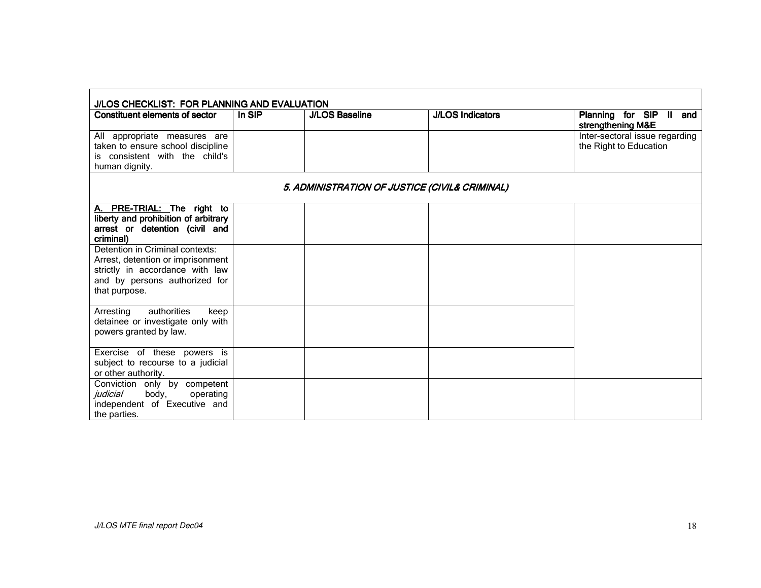| J/LOS CHECKLIST: FOR PLANNING AND EVALUATION | | | | |
|---|---|---|---|---|
| **Constituent elements of sector** | **In SIP** | **J/LOS Baseline** | **J/LOS Indicators** | **Planning for SIP II and strengthening M&E** |
| All appropriate measures are taken to ensure school discipline is consistent with the child's human dignity. | | | | Inter-sectoral issue regarding the Right to Education |
| ***5. ADMINISTRATION OF JUSTICE (CIVIL& CRIMINAL)*** | | | | |
| **A. PRE-TRIAL: The right to liberty and prohibition of arbitrary arrest or detention (civil and criminal)** | | | | |
| Detention in Criminal contexts: Arrest, detention or imprisonment strictly in accordance with law and by persons authorized for that purpose. | | | | |
| Arresting authorities keep detainee or investigate only with powers granted by law. | | | | |
| Exercise of these powers is subject to recourse to a judicial or other authority. | | | | |
| Conviction only by competent *judicial* body, operating independent of Executive and the parties. | | | | |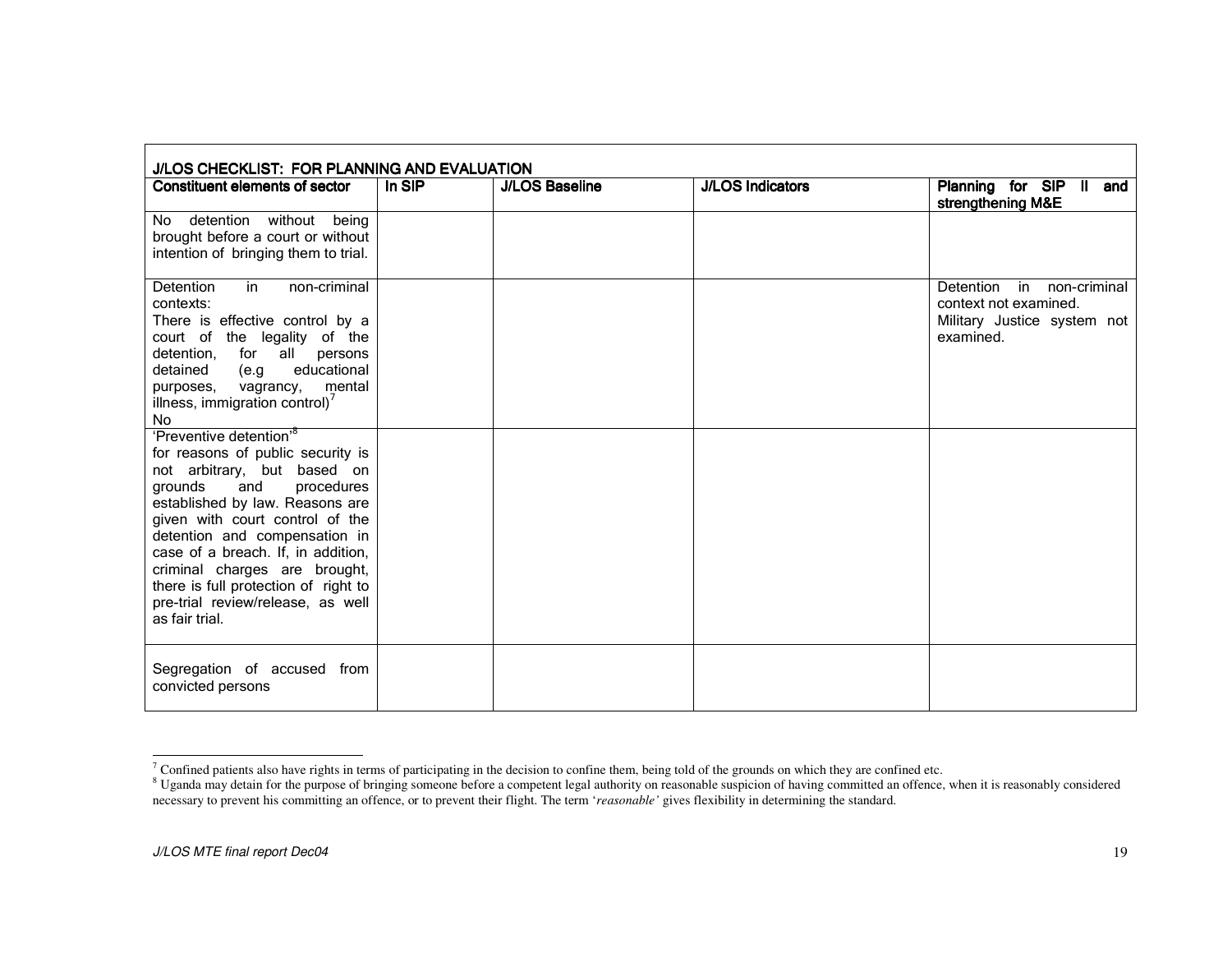| J/LOS CHECKLIST: FOR PLANNING AND EVALUATION | | | | |
|---|---|---|---|---|
| **Constituent elements of sector** | **In SIP** | **J/LOS Baseline** | **J/LOS Indicators** | **Planning for SIP II and strengthening M&E** |
| No detention without being brought before a court or without intention of bringing them to trial. | | | | |
| Detention in non-criminal contexts: There is effective control by a court of the legality of the detention, for all persons detained (e.g educational purposes, vagrancy, mental illness, immigration control)[7] No | | | | Detention in non-criminal context not examined. Military Justice system not examined. |
| 'Preventive detention'[8] for reasons of public security is not arbitrary, but based on grounds and procedures established by law. Reasons are given with court control of the detention and compensation in case of a breach. If, in addition, criminal charges are brought, there is full protection of right to pre-trial review/release, as well as fair trial. | | | | |
| Segregation of accused from convicted persons | | | | |

[7] Confined patients also have rights in terms of participating in the decision to confine them, being told of the grounds on which they are confined etc.

[8] Uganda may detain for the purpose of bringing someone before a competent legal authority on reasonable suspicion of having committed an offence, when it is reasonably considered necessary to prevent his committing an offence, or to prevent their flight. The term '*reasonable'* gives flexibility in determining the standard.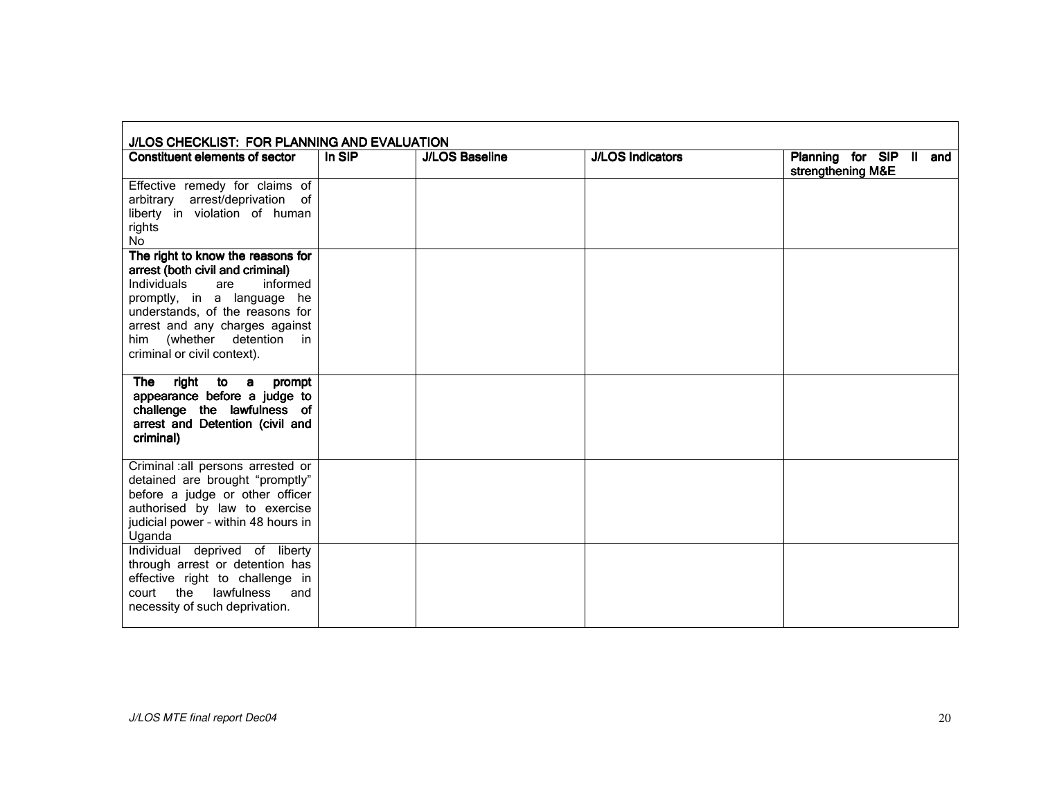| J/LOS CHECKLIST: FOR PLANNING AND EVALUATION | | | | |
|---|---|---|---|---|
| **Constituent elements of sector** | **In SIP** | **J/LOS Baseline** | **J/LOS Indicators** | **Planning for SIP II and strengthening M&E** |
| Effective remedy for claims of arbitrary arrest/deprivation of liberty in violation of human rights<br>No | | | | |
| **The right to know the reasons for arrest (both civil and criminal)**<br>Individuals are informed promptly, in a language he understands, of the reasons for arrest and any charges against him (whether detention in criminal or civil context). | | | | |
| **The right to a prompt appearance before a judge to challenge the lawfulness of arrest and Detention (civil and criminal)** | | | | |
| Criminal :all persons arrested or detained are brought "promptly" before a judge or other officer authorised by law to exercise judicial power – within 48 hours in Uganda | | | | |
| Individual deprived of liberty through arrest or detention has effective right to challenge in court the lawfulness and necessity of such deprivation. | | | | |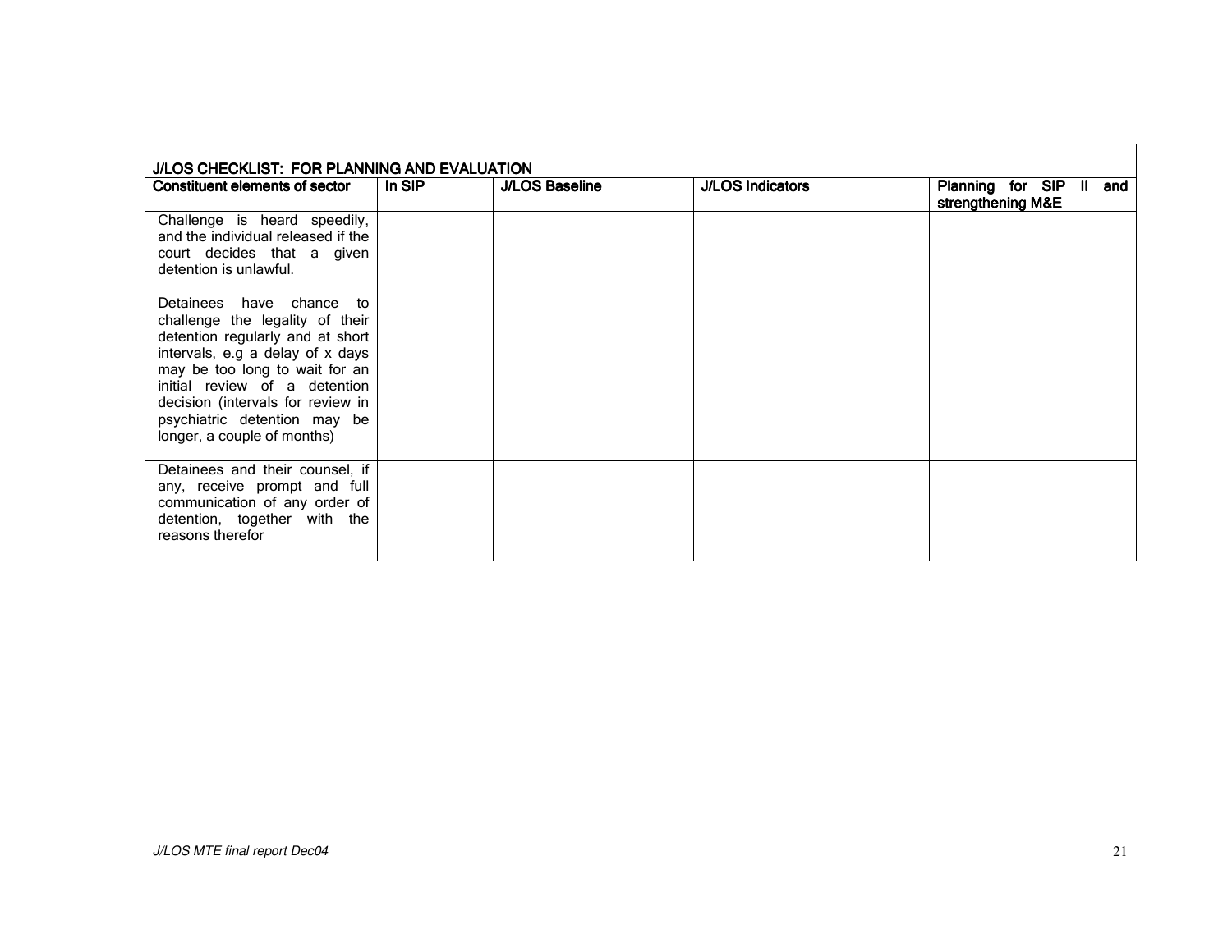| J/LOS CHECKLIST: FOR PLANNING AND EVALUATION | | | | |
|---|---|---|---|---|
| **Constituent elements of sector** | **In SIP** | **J/LOS Baseline** | **J/LOS Indicators** | **Planning for SIP II and strengthening M&E** |
| Challenge is heard speedily, and the individual released if the court decides that a given detention is unlawful. | | | | |
| Detainees have chance to challenge the legality of their detention regularly and at short intervals, e.g a delay of x days may be too long to wait for an initial review of a detention decision (intervals for review in psychiatric detention may be longer, a couple of months) | | | | |
| Detainees and their counsel, if any, receive prompt and full communication of any order of detention, together with the reasons therefor | | | | |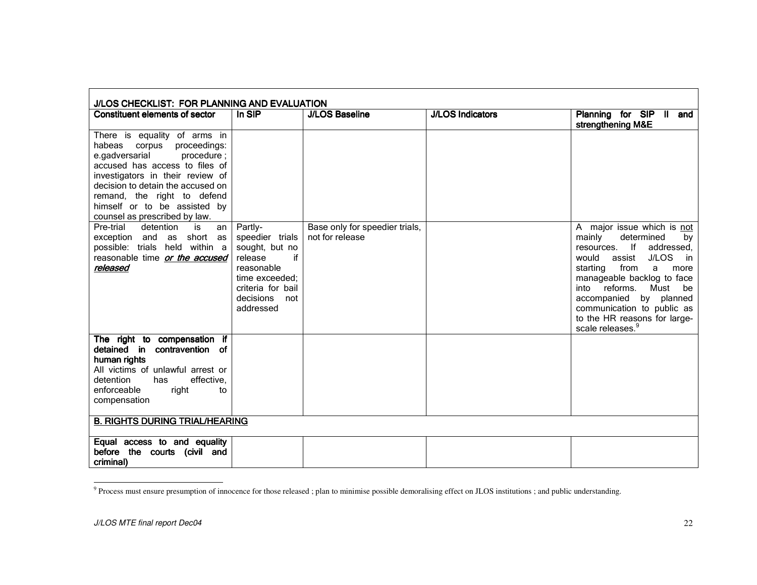| J/LOS CHECKLIST: FOR PLANNING AND EVALUATION | | | | |
|---|---|---|---|---|
| **Constituent elements of sector** | **In SIP** | **J/LOS Baseline** | **J/LOS Indicators** | **Planning for SIP II and strengthening M&E** |
| There is equality of arms in habeas corpus proceedings: e.gadversarial procedure ; accused has access to files of investigators in their review of decision to detain the accused on remand, the right to defend himself or to be assisted by counsel as prescribed by law. | | | | |
| Pre-trial detention is an exception and as short as possible: trials held within a reasonable time ***or the accused released*** | Partly- speedier trials sought, but no release if reasonable time exceeded; criteria for bail decisions not addressed | Base only for speedier trials, not for release | | A major issue which is not mainly determined by resources. If addressed, would assist J/LOS in starting from a more manageable backlog to face into reforms. Must be accompanied by planned communication to public as to the HR reasons for large-scale releases.[9] |
| **The right to compensation if detained in contravention of human rights** All victims of unlawful arrest or detention has effective, enforceable right to compensation | | | | |
| **B. RIGHTS DURING TRIAL/HEARING** | | | | |
| **Equal access to and equality before the courts (civil and criminal)** | | | | |

[9] Process must ensure presumption of innocence for those released ; plan to minimise possible demoralising effect on JLOS institutions ; and public understanding.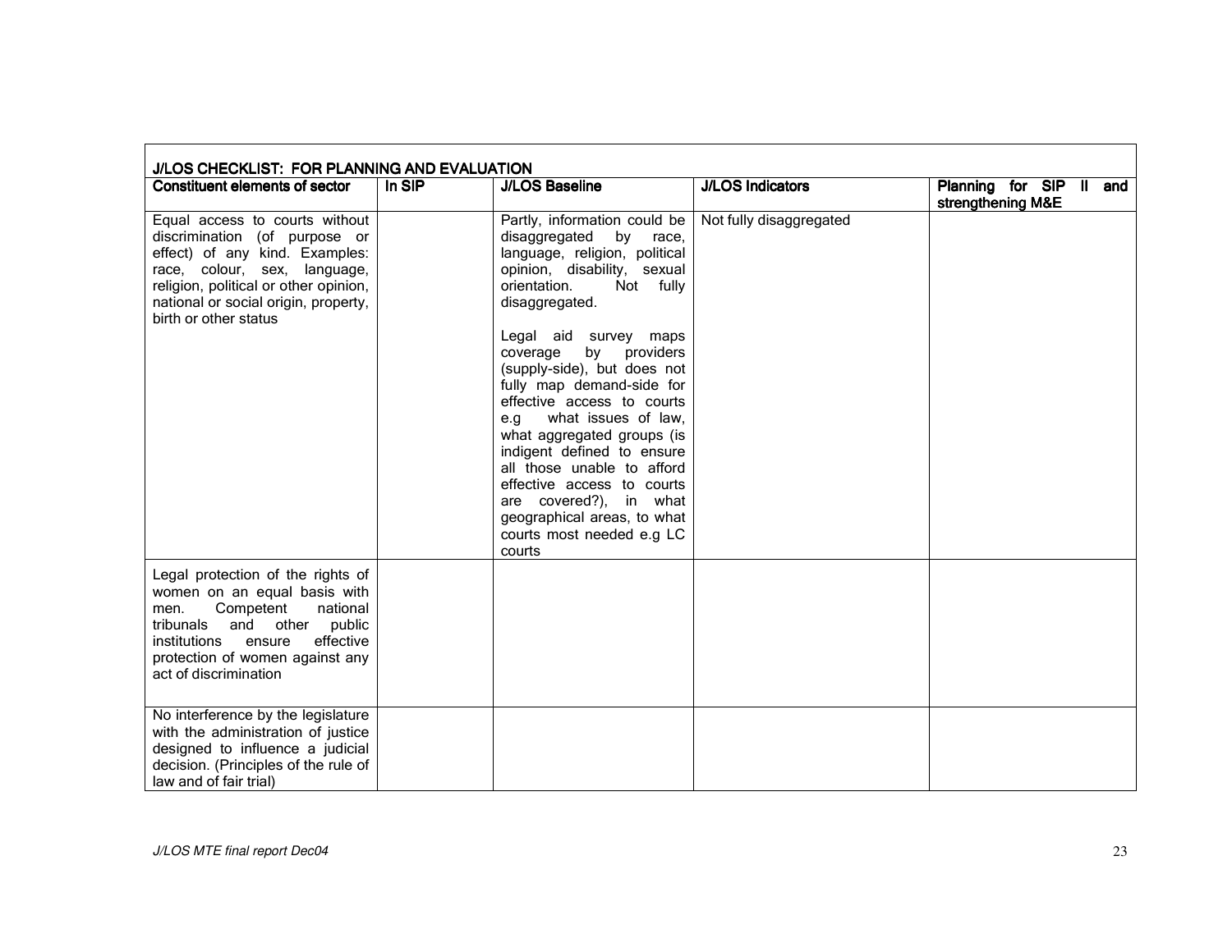| J/LOS CHECKLIST: FOR PLANNING AND EVALUATION | | | | |
|---|---|---|---|---|
| **Constituent elements of sector** | **In SIP** | **J/LOS Baseline** | **J/LOS Indicators** | **Planning for SIP II and strengthening M&E** |
| Equal access to courts without discrimination (of purpose or effect) of any kind. Examples: race, colour, sex, language, religion, political or other opinion, national or social origin, property, birth or other status | | Partly, information could be disaggregated by race, language, religion, political opinion, disability, sexual orientation. Not fully disaggregated.<br><br>Legal aid survey maps coverage by providers (supply-side), but does not fully map demand-side for effective access to courts e.g what issues of law, what aggregated groups (is indigent defined to ensure all those unable to afford effective access to courts are covered?), in what geographical areas, to what courts most needed e.g LC courts | Not fully disaggregated | |
| Legal protection of the rights of women on an equal basis with men. Competent national tribunals and other public institutions ensure effective protection of women against any act of discrimination | | | | |
| No interference by the legislature with the administration of justice designed to influence a judicial decision. (Principles of the rule of law and of fair trial) | | | | |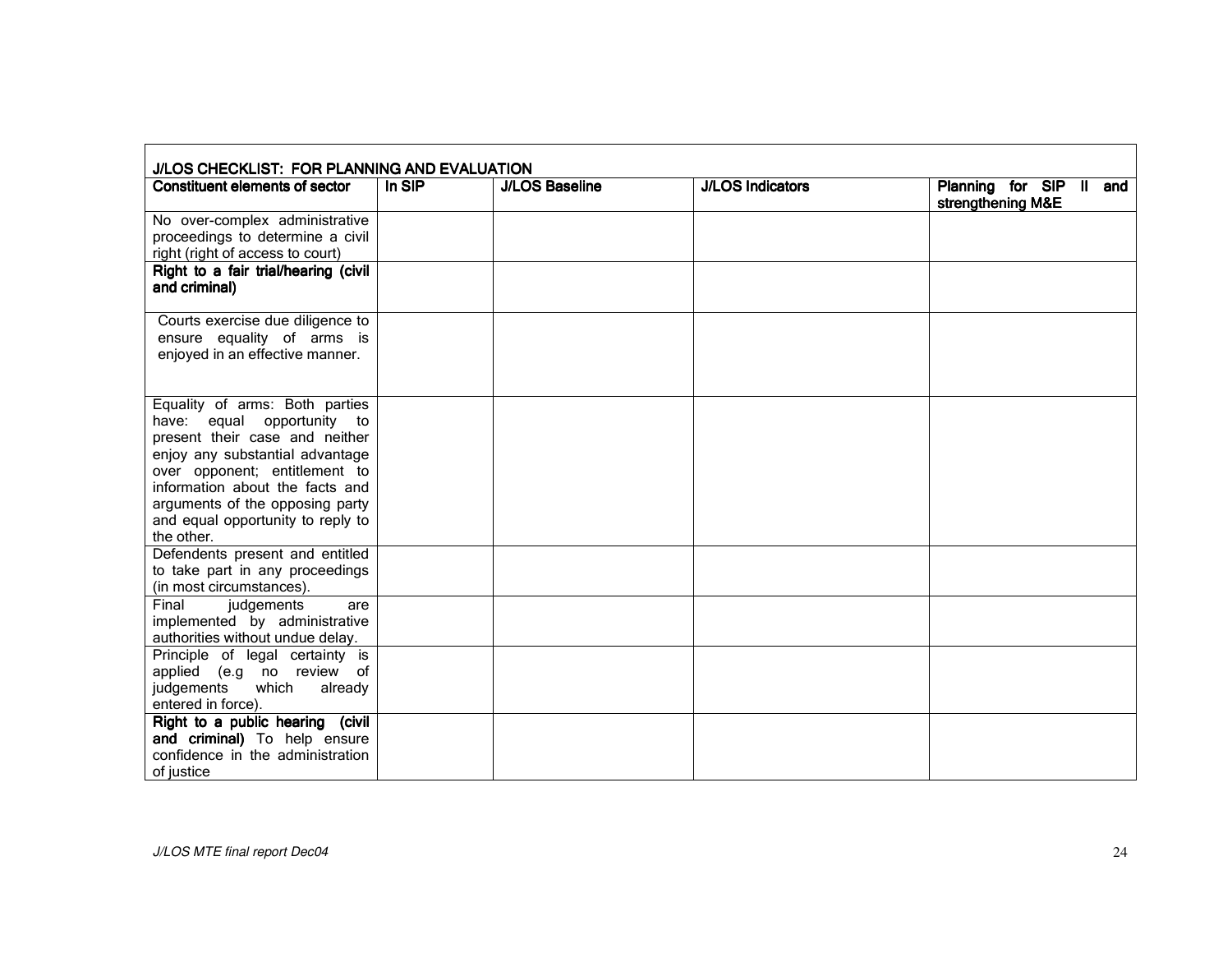| J/LOS CHECKLIST: FOR PLANNING AND EVALUATION | | | | |
|---|---|---|---|---|
| **Constituent elements of sector** | **In SIP** | **J/LOS Baseline** | **J/LOS Indicators** | **Planning for SIP II and strengthening M&E** |
| No over-complex administrative proceedings to determine a civil right (right of access to court) | | | | |
| **Right to a fair trial/hearing (civil and criminal)** | | | | |
| Courts exercise due diligence to ensure equality of arms is enjoyed in an effective manner. | | | | |
| Equality of arms: Both parties have: equal opportunity to present their case and neither enjoy any substantial advantage over opponent; entitlement to information about the facts and arguments of the opposing party and equal opportunity to reply to the other. | | | | |
| Defendents present and entitled to take part in any proceedings (in most circumstances). | | | | |
| Final judgements are implemented by administrative authorities without undue delay. | | | | |
| Principle of legal certainty is applied (e.g no review of judgements which already entered in force). | | | | |
| **Right to a public hearing (civil and criminal)** To help ensure confidence in the administration of justice | | | | |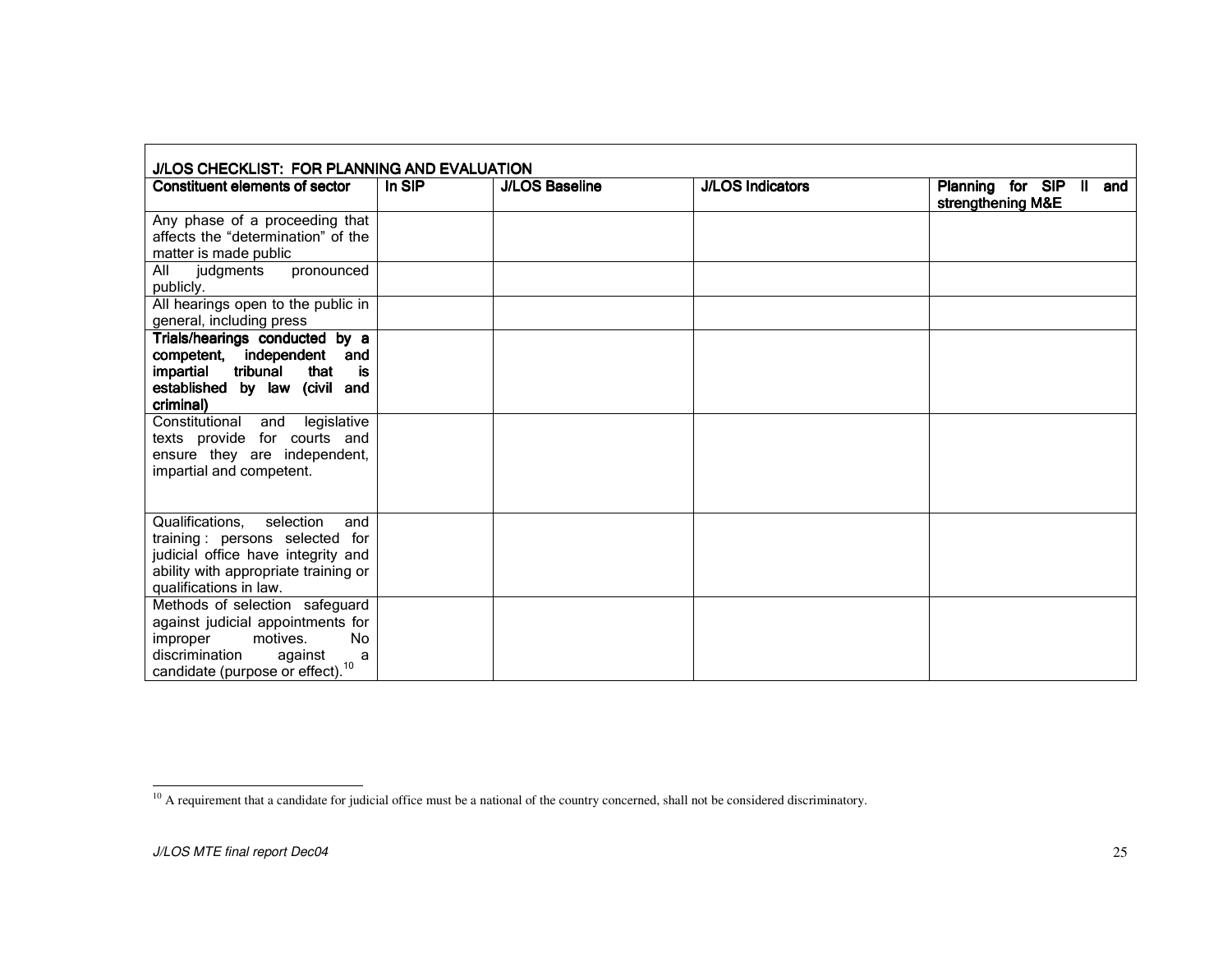| J/LOS CHECKLIST: FOR PLANNING AND EVALUATION | | | | |
|---|---|---|---|---|
| **Constituent elements of sector** | **In SIP** | **J/LOS Baseline** | **J/LOS Indicators** | **Planning for SIP II and strengthening M&E** |
| Any phase of a proceeding that affects the "determination" of the matter is made public | | | | |
| All judgments pronounced publicly. | | | | |
| All hearings open to the public in general, including press | | | | |
| **Trials/hearings conducted by a competent, independent and impartial tribunal that is established by law (civil and criminal)** | | | | |
| Constitutional and legislative texts provide for courts and ensure they are independent, impartial and competent. | | | | |
| Qualifications, selection and training : persons selected for judicial office have integrity and ability with appropriate training or qualifications in law. | | | | |
| Methods of selection safeguard against judicial appointments for improper motives. No discrimination against a candidate (purpose or effect).[10] | | | | |

[10] A requirement that a candidate for judicial office must be a national of the country concerned, shall not be considered discriminatory.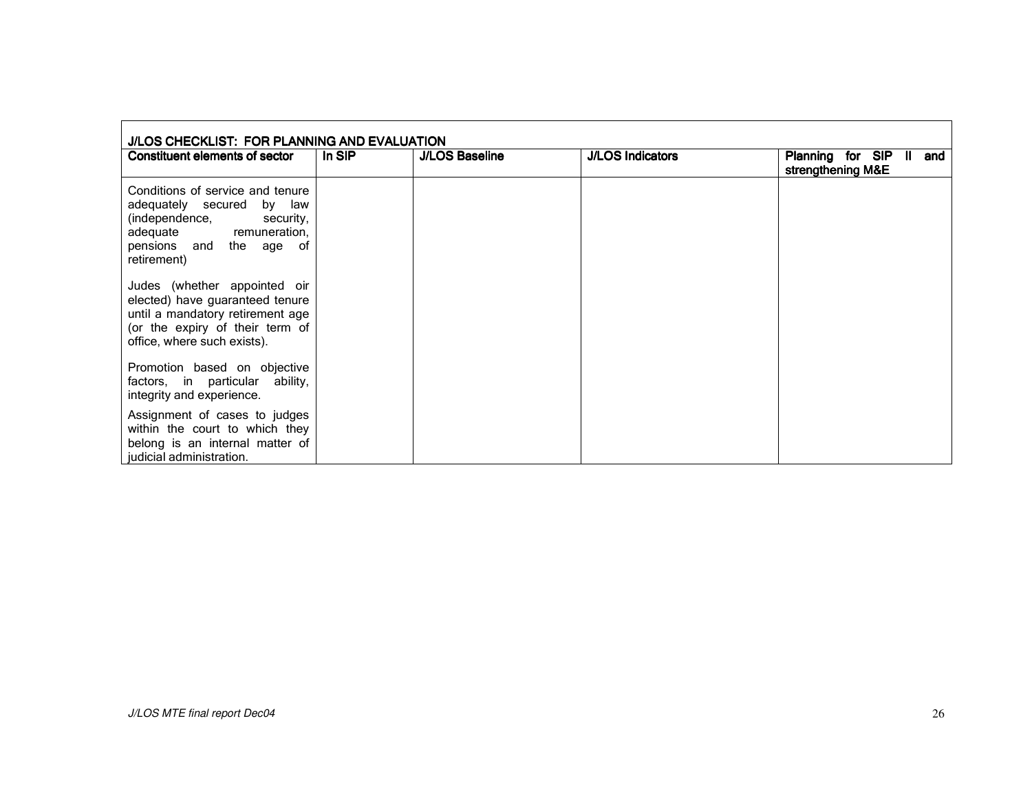| J/LOS CHECKLIST: FOR PLANNING AND EVALUATION | | | | |
|---|---|---|---|---|
| **Constituent elements of sector** | **In SIP** | **J/LOS Baseline** | **J/LOS Indicators** | **Planning for SIP II and strengthening M&E** |
| Conditions of service and tenure adequately secured by law (independence, security, adequate remuneration, pensions and the age of retirement) | | | | |
| Judes (whether appointed oir elected) have guaranteed tenure until a mandatory retirement age (or the expiry of their term of office, where such exists). | | | | |
| Promotion based on objective factors, in particular ability, integrity and experience. | | | | |
| Assignment of cases to judges within the court to which they belong is an internal matter of judicial administration. | | | | |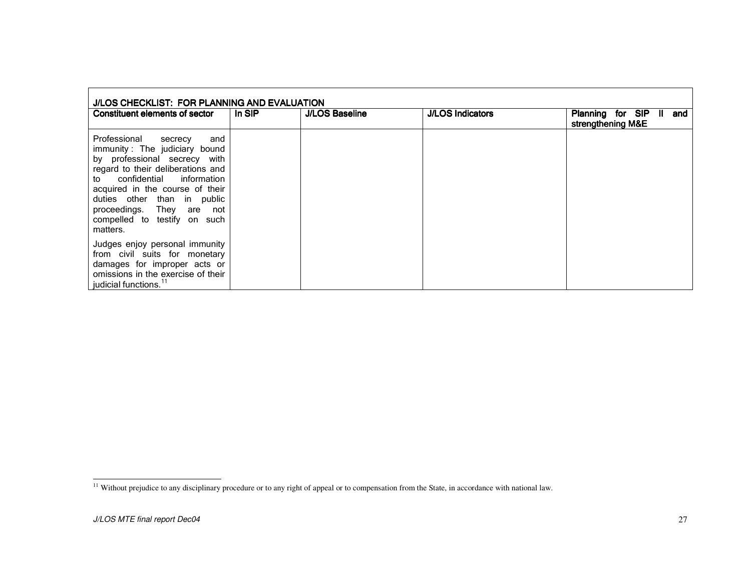| J/LOS CHECKLIST: FOR PLANNING AND EVALUATION | | | | |
|---|---|---|---|---|
| **Constituent elements of sector** | **In SIP** | **J/LOS Baseline** | **J/LOS Indicators** | **Planning for SIP II and strengthening M&E** |
| Professional secrecy and immunity : The judiciary bound by professional secrecy with regard to their deliberations and to confidential information acquired in the course of their duties other than in public proceedings. They are not compelled to testify on such matters.<br><br>Judges enjoy personal immunity from civil suits for monetary damages for improper acts or omissions in the exercise of their judicial functions.[11] | | | | |

[11] Without prejudice to any disciplinary procedure or to any right of appeal or to compensation from the State, in accordance with national law.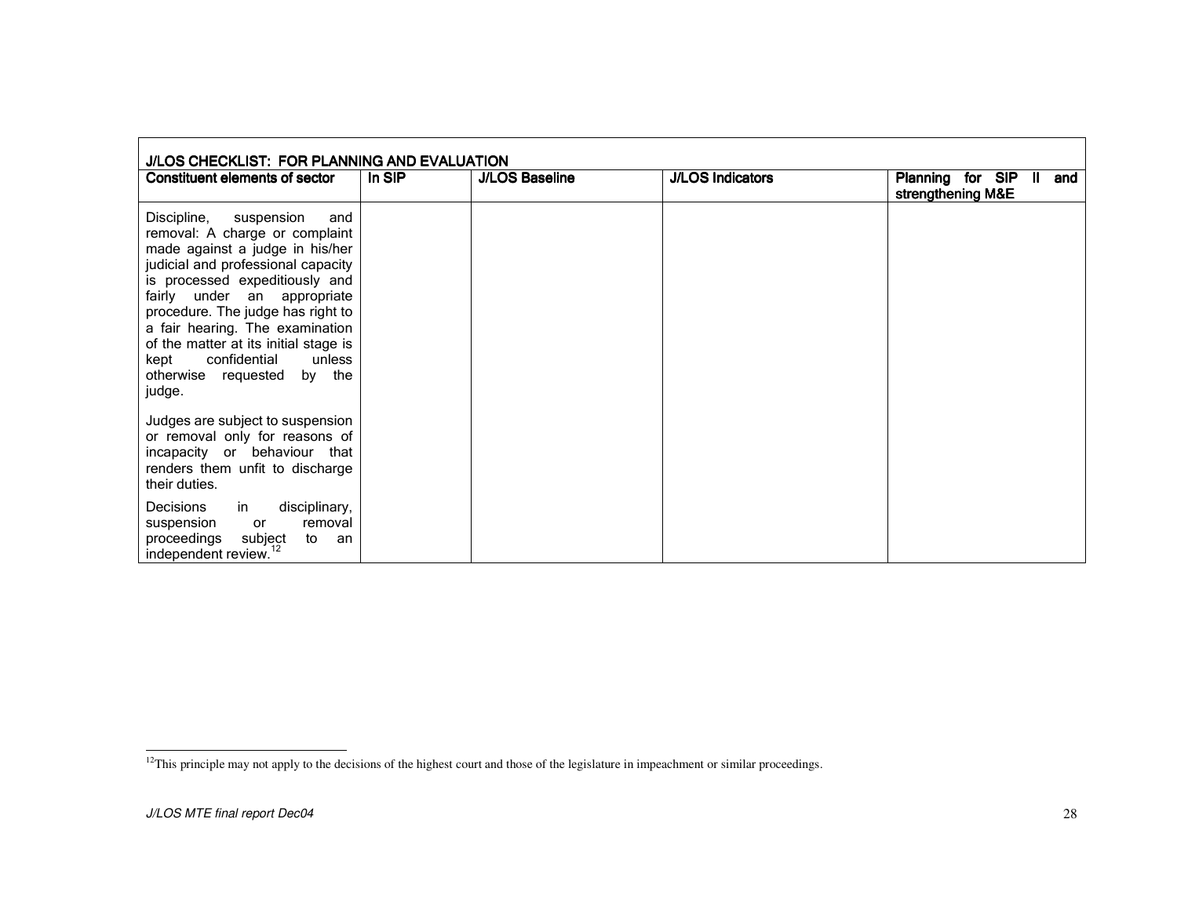| J/LOS CHECKLIST: FOR PLANNING AND EVALUATION | | | | |
|---|---|---|---|---|
| **Constituent elements of sector** | **In SIP** | **J/LOS Baseline** | **J/LOS Indicators** | **Planning for SIP II and strengthening M&E** |
| Discipline, suspension and removal: A charge or complaint made against a judge in his/her judicial and professional capacity is processed expeditiously and fairly under an appropriate procedure. The judge has right to a fair hearing. The examination of the matter at its initial stage is kept confidential unless otherwise requested by the judge.<br><br>Judges are subject to suspension or removal only for reasons of incapacity or behaviour that renders them unfit to discharge their duties.<br><br>Decisions in disciplinary, suspension or removal proceedings subject to an independent review.[12] | | | | |

[12] This principle may not apply to the decisions of the highest court and those of the legislature in impeachment or similar proceedings.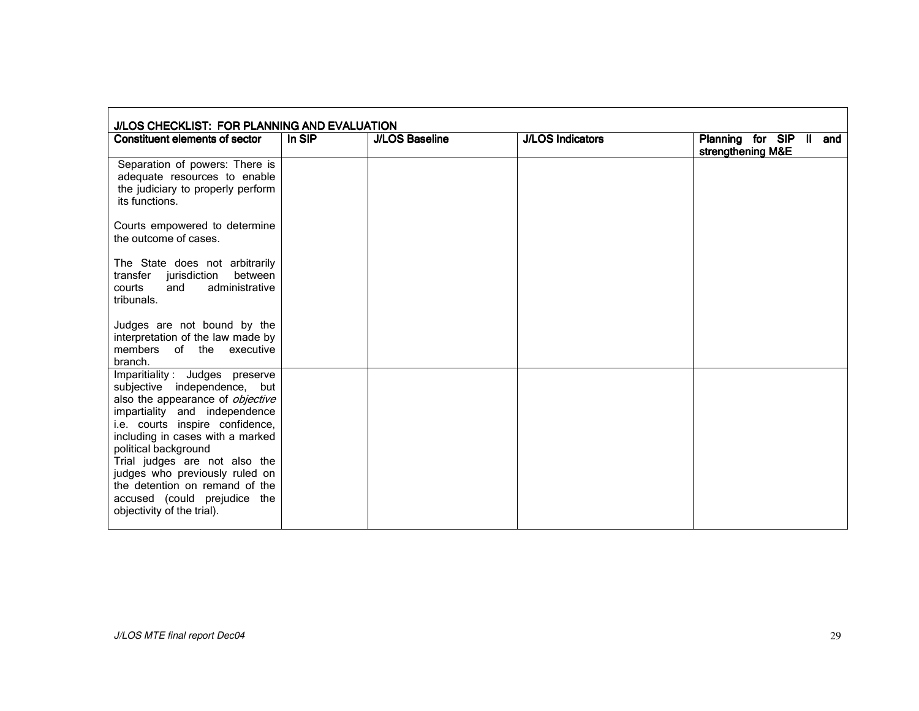| J/LOS CHECKLIST: FOR PLANNING AND EVALUATION | | | | |
|---|---|---|---|---|
| **Constituent elements of sector** | **In SIP** | **J/LOS Baseline** | **J/LOS Indicators** | **Planning for SIP II and strengthening M&E** |
| Separation of powers: There is adequate resources to enable the judiciary to properly perform its functions.<br><br>Courts empowered to determine the outcome of cases.<br><br>The State does not arbitrarily transfer jurisdiction between courts and administrative tribunals.<br><br>Judges are not bound by the interpretation of the law made by members of the executive branch. | | | | |
| Imparitiality : Judges preserve subjective independence, but also the appearance of *objective* impartiality and independence i.e. courts inspire confidence, including in cases with a marked political background<br>Trial judges are not also the judges who previously ruled on the detention on remand of the accused (could prejudice the objectivity of the trial). | | | | |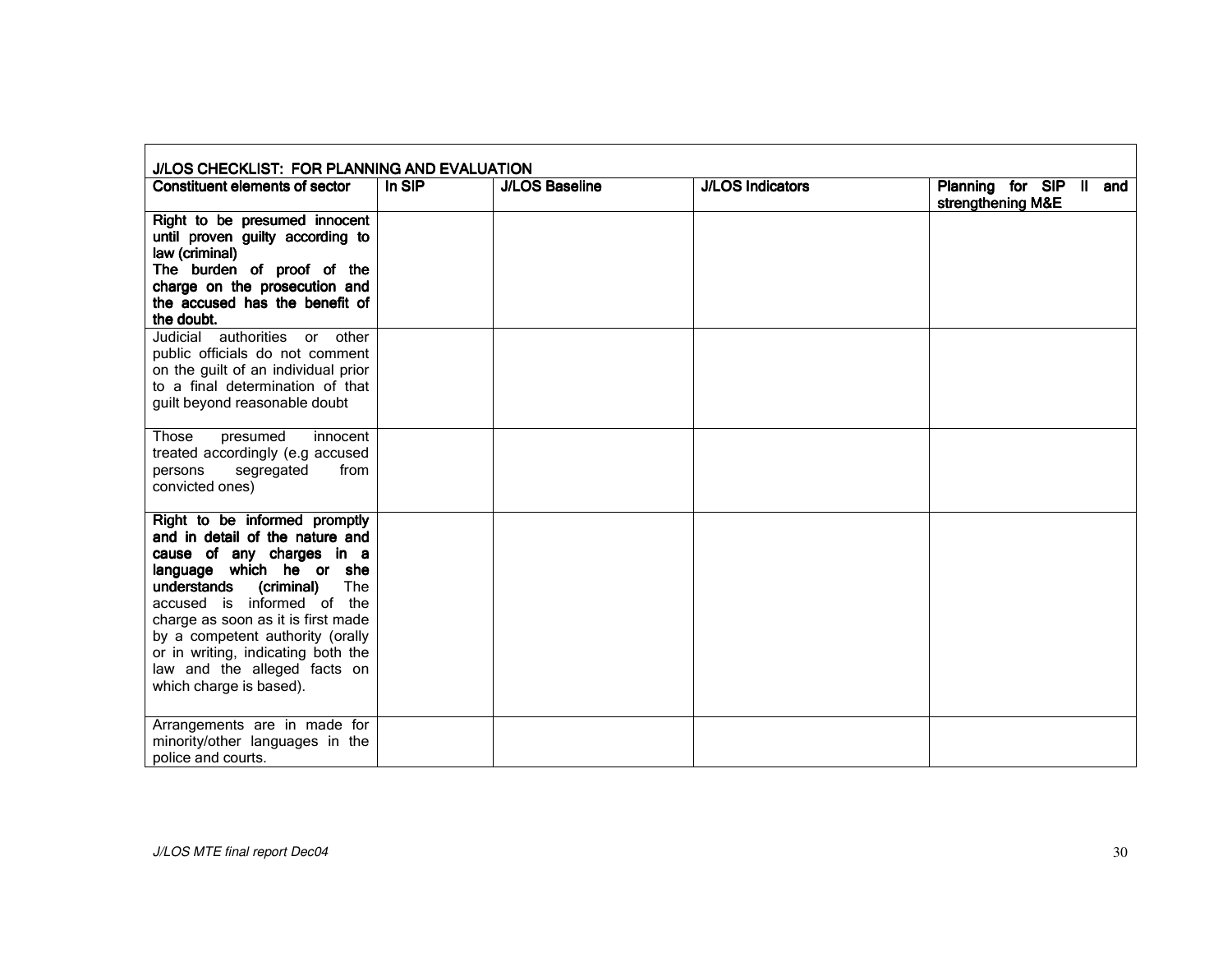| J/LOS CHECKLIST: FOR PLANNING AND EVALUATION | | | | |
|---|---|---|---|---|
| **Constituent elements of sector** | **In SIP** | **J/LOS Baseline** | **J/LOS Indicators** | **Planning for SIP II and strengthening M&E** |
| **Right to be presumed innocent until proven guilty according to law (criminal)** **The burden of proof of the charge on the prosecution and the accused has the benefit of the doubt.** | | | | |
| Judicial authorities or other public officials do not comment on the guilt of an individual prior to a final determination of that guilt beyond reasonable doubt | | | | |
| Those presumed innocent treated accordingly (e.g accused persons segregated from convicted ones) | | | | |
| **Right to be informed promptly and in detail of the nature and cause of any charges in a language which he or she understands (criminal)** The accused is informed of the charge as soon as it is first made by a competent authority (orally or in writing, indicating both the law and the alleged facts on which charge is based). | | | | |
| Arrangements are in made for minority/other languages in the police and courts. | | | | |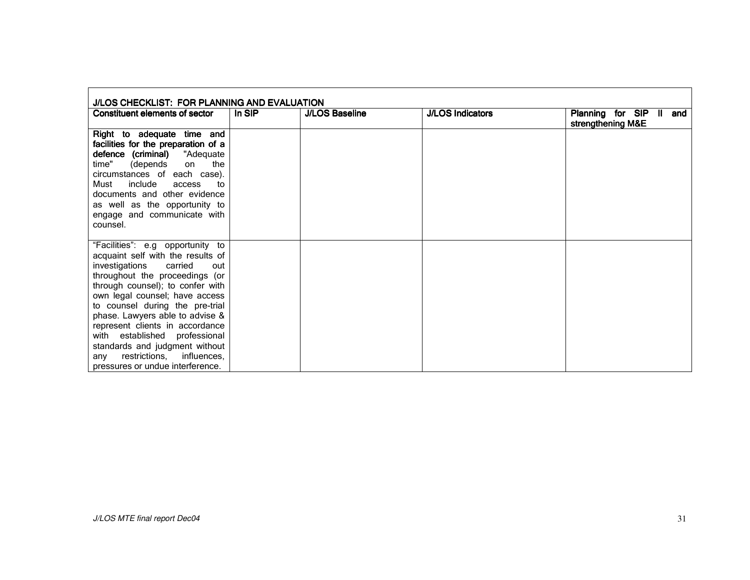| J/LOS CHECKLIST: FOR PLANNING AND EVALUATION | | | | |
|---|---|---|---|---|
| **Constituent elements of sector** | **In SIP** | **J/LOS Baseline** | **J/LOS Indicators** | **Planning for SIP II and strengthening M&E** |
| **Right to adequate time and facilities for the preparation of a defence (criminal)** "Adequate time" (depends on the circumstances of each case). Must include access to documents and other evidence as well as the opportunity to engage and communicate with counsel. | | | | |
| "Facilities": e.g opportunity to acquaint self with the results of investigations carried out throughout the proceedings (or through counsel); to confer with own legal counsel; have access to counsel during the pre-trial phase. Lawyers able to advise & represent clients in accordance with established professional standards and judgment without any restrictions, influences, pressures or undue interference. | | | | |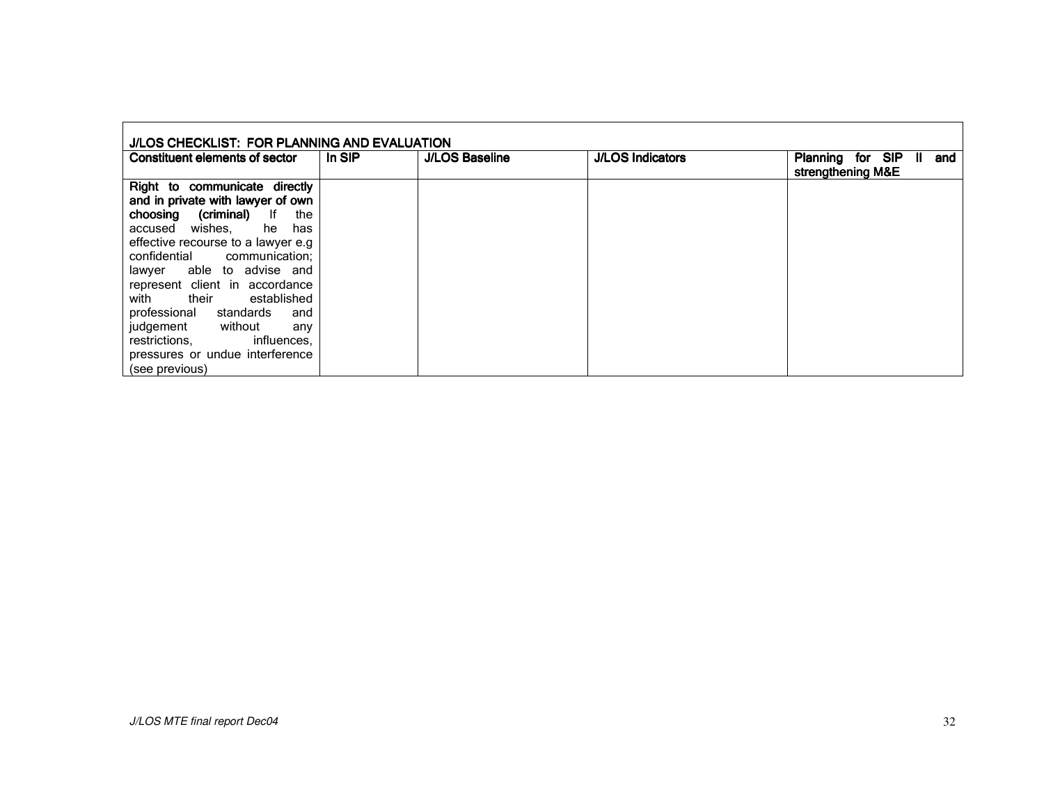| J/LOS CHECKLIST: FOR PLANNING AND EVALUATION | | | | |
|---|---|---|---|---|
| **Constituent elements of sector** | **In SIP** | **J/LOS Baseline** | **J/LOS Indicators** | **Planning for SIP II and strengthening M&E** |
| **Right to communicate directly and in private with lawyer of own choosing (criminal)** If the accused wishes, he has effective recourse to a lawyer e.g confidential communication; lawyer able to advise and represent client in accordance with their established professional standards and judgement without any restrictions, influences, pressures or undue interference (see previous) | | | | |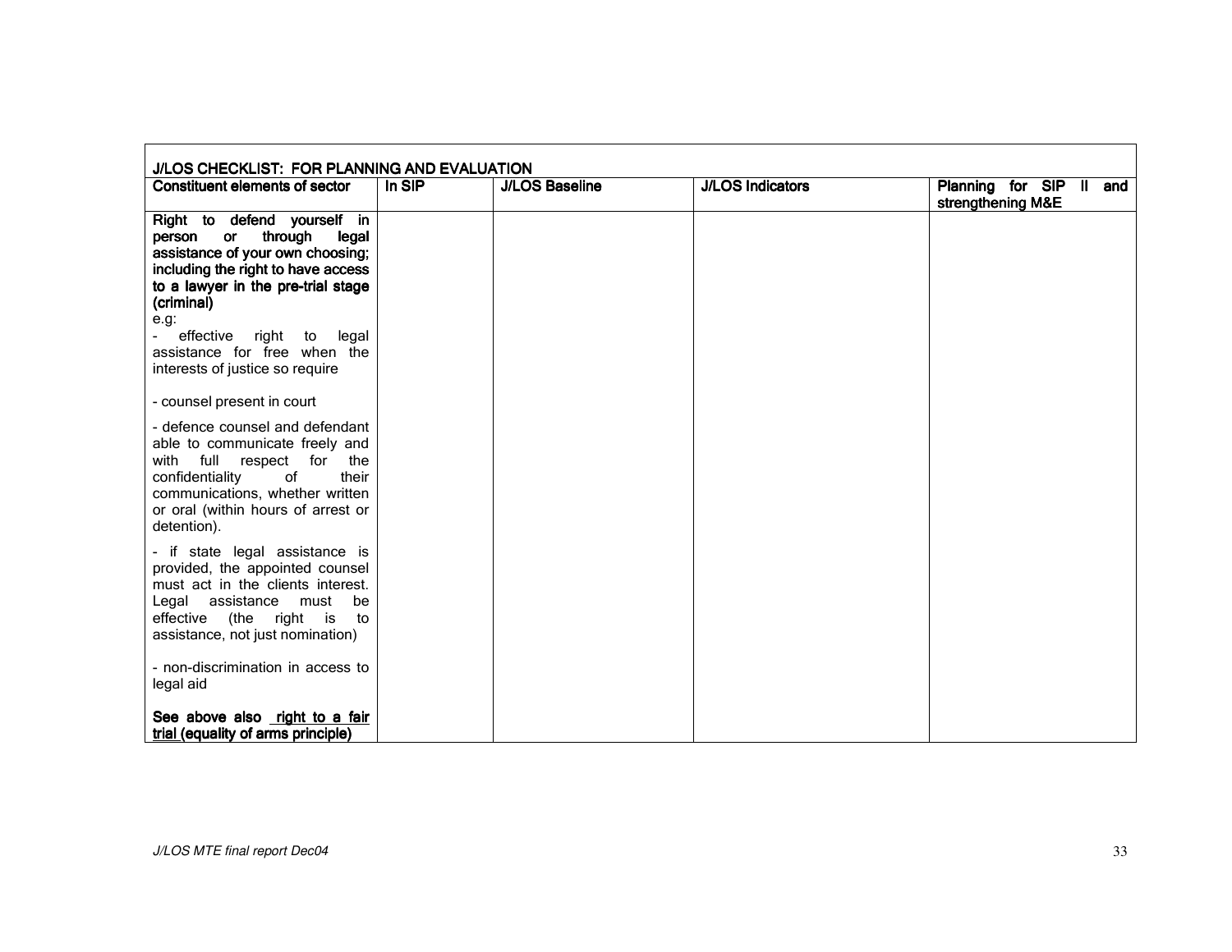| J/LOS CHECKLIST: FOR PLANNING AND EVALUATION | | | | |
|---|---|---|---|---|
| **Constituent elements of sector** | **In SIP** | **J/LOS Baseline** | **J/LOS Indicators** | **Planning for SIP II and strengthening M&E** |
| **Right to defend yourself in person or through legal assistance of your own choosing; including the right to have access to a lawyer in the pre-trial stage (criminal)**<br>e.g:<br>- effective right to legal assistance for free when the interests of justice so require<br><br>- counsel present in court<br><br>- defence counsel and defendant able to communicate freely and with full respect for the confidentiality of their communications, whether written or oral (within hours of arrest or detention).<br><br>- if state legal assistance is provided, the appointed counsel must act in the clients interest. Legal assistance must be effective (the right is to assistance, not just nomination)<br><br>- non-discrimination in access to legal aid<br><br>**See above also <u>right to a fair trial</u> (equality of arms principle)** | | | | |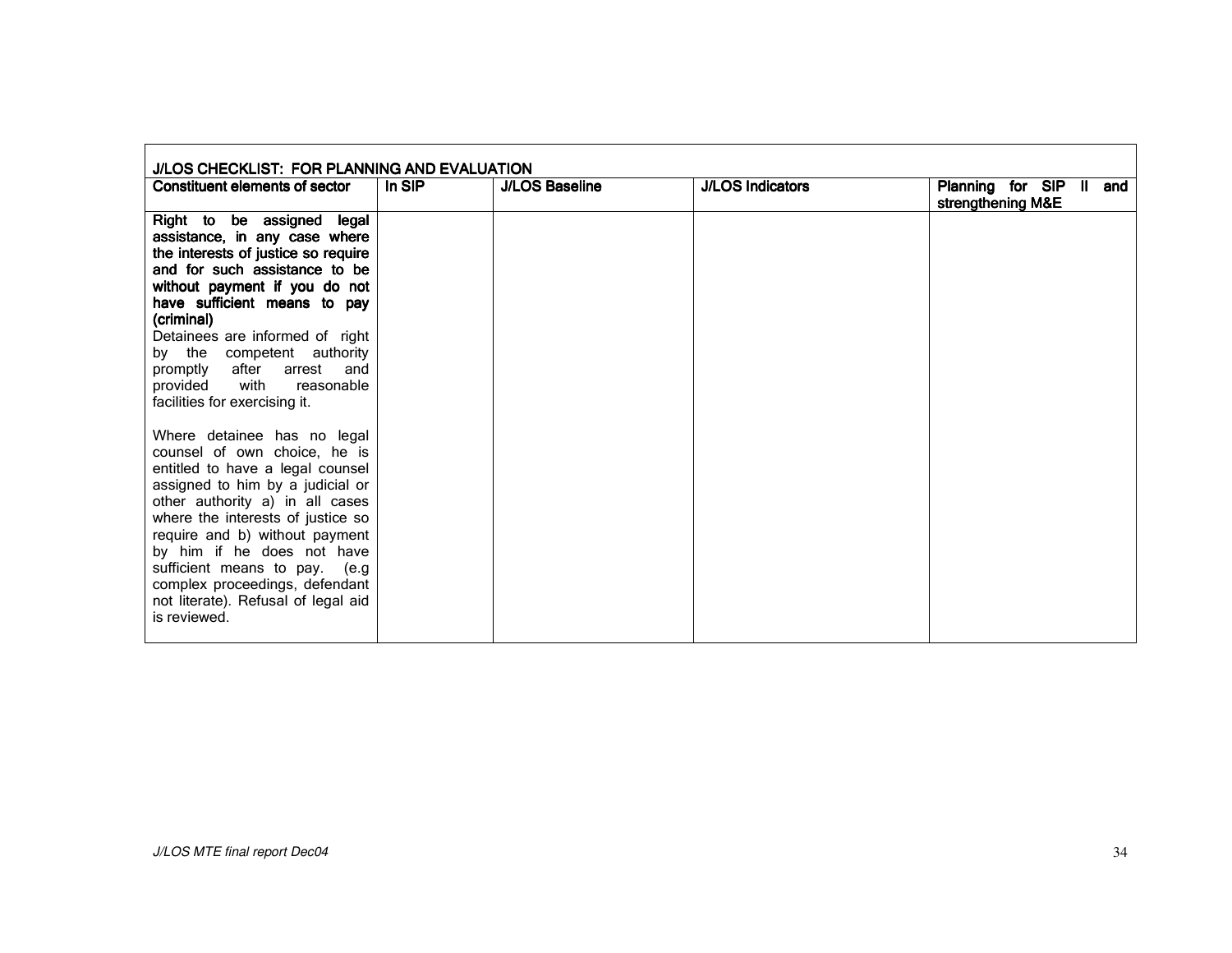| J/LOS CHECKLIST: FOR PLANNING AND EVALUATION | | | | |
|---|---|---|---|---|
| **Constituent elements of sector** | **In SIP** | **J/LOS Baseline** | **J/LOS Indicators** | **Planning for SIP II and strengthening M&E** |
| **Right to be assigned legal assistance, in any case where the interests of justice so require and for such assistance to be without payment if you do not have sufficient means to pay (criminal)**<br>Detainees are informed of right by the competent authority promptly after arrest and provided with reasonable facilities for exercising it.<br><br>Where detainee has no legal counsel of own choice, he is entitled to have a legal counsel assigned to him by a judicial or other authority a) in all cases where the interests of justice so require and b) without payment by him if he does not have sufficient means to pay. (e.g complex proceedings, defendant not literate). Refusal of legal aid is reviewed. | | | | |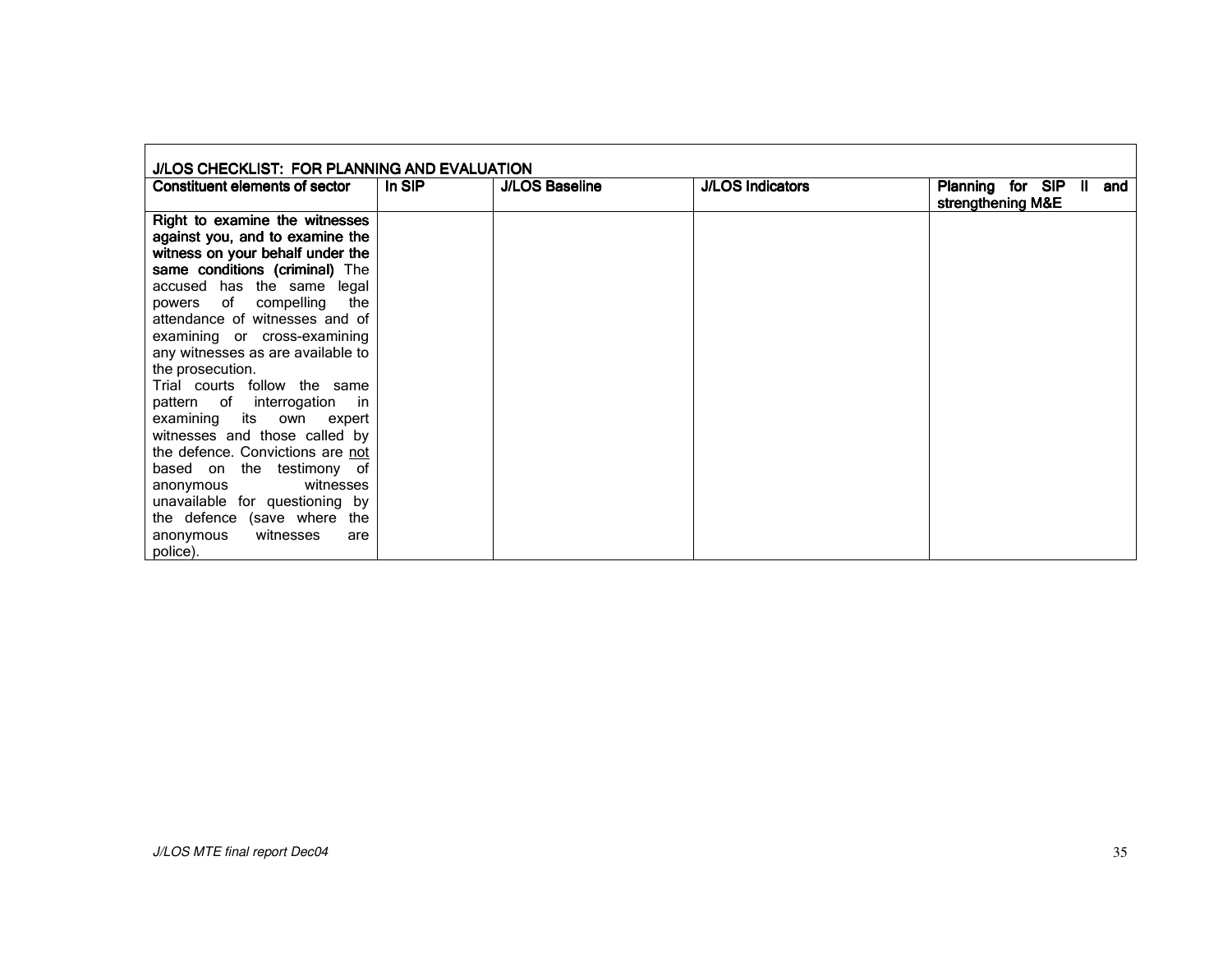| J/LOS CHECKLIST: FOR PLANNING AND EVALUATION | | | | |
|---|---|---|---|---|
| **Constituent elements of sector** | **In SIP** | **J/LOS Baseline** | **J/LOS Indicators** | **Planning for SIP II and strengthening M&E** |
| **Right to examine the witnesses against you, and to examine the witness on your behalf under the same conditions (criminal)** The accused has the same legal powers of compelling the attendance of witnesses and of examining or cross-examining any witnesses as are available to the prosecution. Trial courts follow the same pattern of interrogation in examining its own expert witnesses and those called by the defence. Convictions are <u>not</u> based on the testimony of anonymous witnesses unavailable for questioning by the defence (save where the anonymous witnesses are police). | | | | |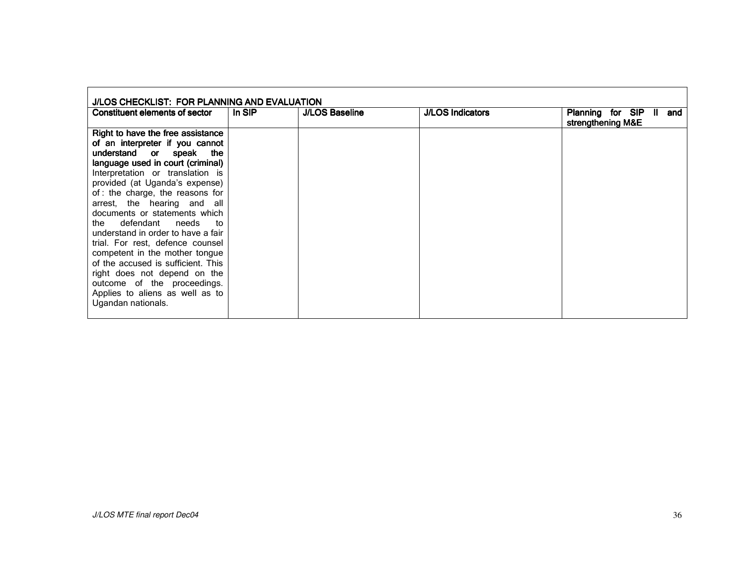| J/LOS CHECKLIST: FOR PLANNING AND EVALUATION | | | | |
|---|---|---|---|---|
| **Constituent elements of sector** | **In SIP** | **J/LOS Baseline** | **J/LOS Indicators** | **Planning for SIP II and strengthening M&E** |
| **Right to have the free assistance of an interpreter if you cannot understand or speak the language used in court (criminal)** Interpretation or translation is provided (at Uganda's expense) of : the charge, the reasons for arrest, the hearing and all documents or statements which the defendant needs to understand in order to have a fair trial. For rest, defence counsel competent in the mother tongue of the accused is sufficient. This right does not depend on the outcome of the proceedings. Applies to aliens as well as to Ugandan nationals. | | | | |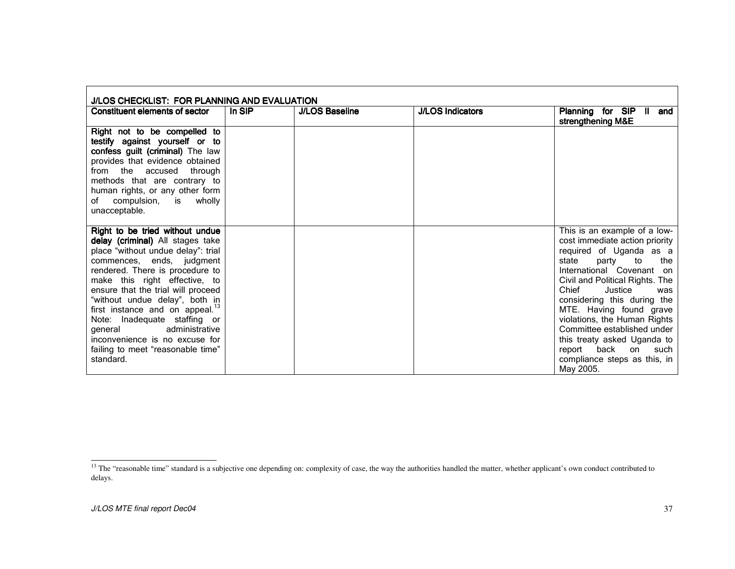| J/LOS CHECKLIST: FOR PLANNING AND EVALUATION | | | | |
|---|---|---|---|---|
| **Constituent elements of sector** | **In SIP** | **J/LOS Baseline** | **J/LOS Indicators** | **Planning for SIP II and strengthening M&E** |
| **Right not to be compelled to testify against yourself or to confess guilt (criminal)** The law provides that evidence obtained from the accused through methods that are contrary to human rights, or any other form of compulsion, is wholly unacceptable. | | | | |
| **Right to be tried without undue delay (criminal)** All stages take place "without undue delay": trial commences, ends, judgment rendered. There is procedure to make this right effective, to ensure that the trial will proceed "without undue delay", both in first instance and on appeal.[13] Note: Inadequate staffing or general administrative inconvenience is no excuse for failing to meet "reasonable time" standard. | | | | This is an example of a low-cost immediate action priority required of Uganda as a state party to the International Covenant on Civil and Political Rights. The Chief Justice was considering this during the MTE. Having found grave violations, the Human Rights Committee established under this treaty asked Uganda to report back on such compliance steps as this, in May 2005. |

[13] The "reasonable time" standard is a subjective one depending on: complexity of case, the way the authorities handled the matter, whether applicant's own conduct contributed to delays.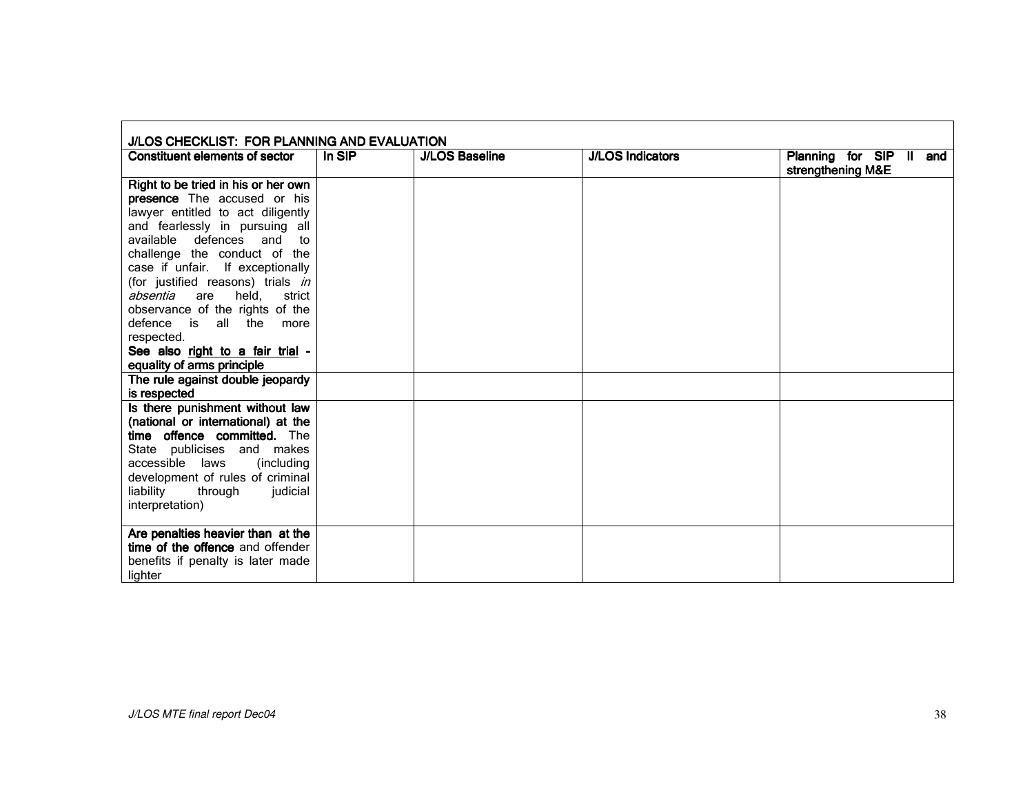| J/LOS CHECKLIST: FOR PLANNING AND EVALUATION | | | | |
|---|---|---|---|---|
| **Constituent elements of sector** | **In SIP** | **J/LOS Baseline** | **J/LOS Indicators** | **Planning for SIP II and strengthening M&E** |
| **Right to be tried in his or her own presence** The accused or his lawyer entitled to act diligently and fearlessly in pursuing all available defences and to challenge the conduct of the case if unfair. If exceptionally (for justified reasons) trials *in absentia* are held, strict observance of the rights of the defence is all the more respected. **See also right to a fair trial - equality of arms principle** | | | | |
| **The rule against double jeopardy is respected** | | | | |
| **Is there punishment without law (national or international) at the time offence committed.** The State publicises and makes accessible laws (including development of rules of criminal liability through judicial interpretation) | | | | |
| **Are penalties heavier than at the time of the offence** and offender benefits if penalty is later made lighter | | | | |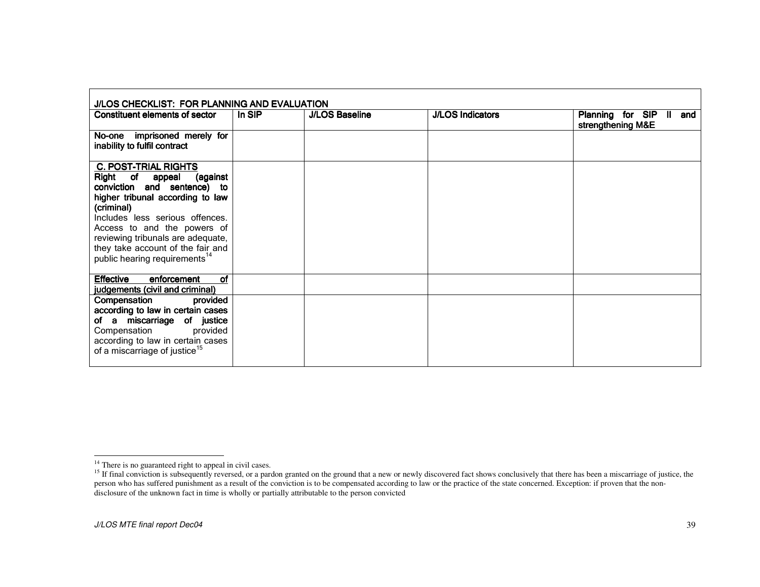| J/LOS CHECKLIST: FOR PLANNING AND EVALUATION | | | | |
|---|---|---|---|---|
| **Constituent elements of sector** | **In SIP** | **J/LOS Baseline** | **J/LOS Indicators** | **Planning for SIP II and strengthening M&E** |
| **No-one imprisoned merely for inability to fulfil contract** | | | | |
| **C. POST-TRIAL RIGHTS** **Right of appeal (against conviction and sentence) to higher tribunal according to law (criminal)** Includes less serious offences. Access to and the powers of reviewing tribunals are adequate, they take account of the fair and public hearing requirements[14] | | | | |
| **Effective enforcement of judgements (civil and criminal)** | | | | |
| **Compensation provided according to law in certain cases of a miscarriage of justice** Compensation provided according to law in certain cases of a miscarriage of justice[15] | | | | |

[14] There is no guaranteed right to appeal in civil cases.

[15] If final conviction is subsequently reversed, or a pardon granted on the ground that a new or newly discovered fact shows conclusively that there has been a miscarriage of justice, the person who has suffered punishment as a result of the conviction is to be compensated according to law or the practice of the state concerned. Exception: if proven that the non-disclosure of the unknown fact in time is wholly or partially attributable to the person convicted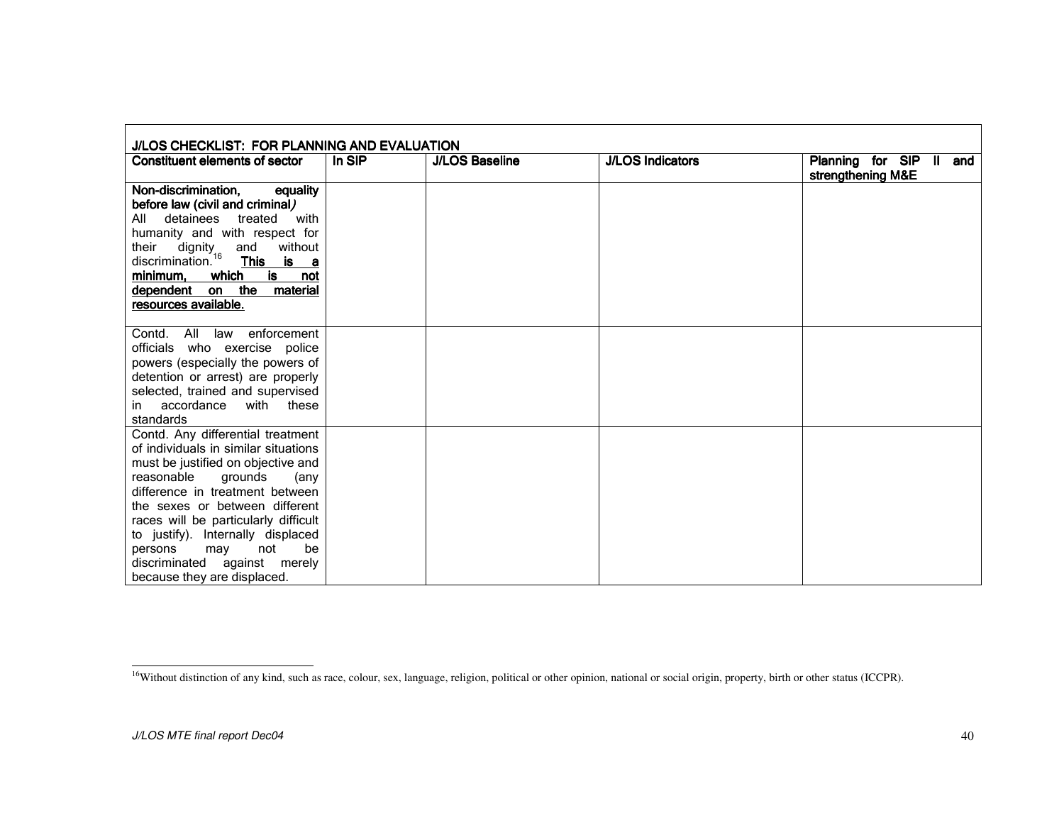**J/LOS CHECKLIST: FOR PLANNING AND EVALUATION**

| Constituent elements of sector | In SIP | J/LOS Baseline | J/LOS Indicators | Planning for SIP II and strengthening M&E |
|---|---|---|---|---|
| **Non-discrimination, equality before law (civil and criminal)** All detainees treated with humanity and with respect for their dignity and without discrimination.[16] **This is a minimum, which is not dependent on the material resources available.** | | | | |
| Contd. All law enforcement officials who exercise police powers (especially the powers of detention or arrest) are properly selected, trained and supervised in accordance with these standards | | | | |
| Contd. Any differential treatment of individuals in similar situations must be justified on objective and reasonable grounds (any difference in treatment between the sexes or between different races will be particularly difficult to justify). Internally displaced persons may not be discriminated against merely because they are displaced. | | | | |

[16]Without distinction of any kind, such as race, colour, sex, language, religion, political or other opinion, national or social origin, property, birth or other status (ICCPR).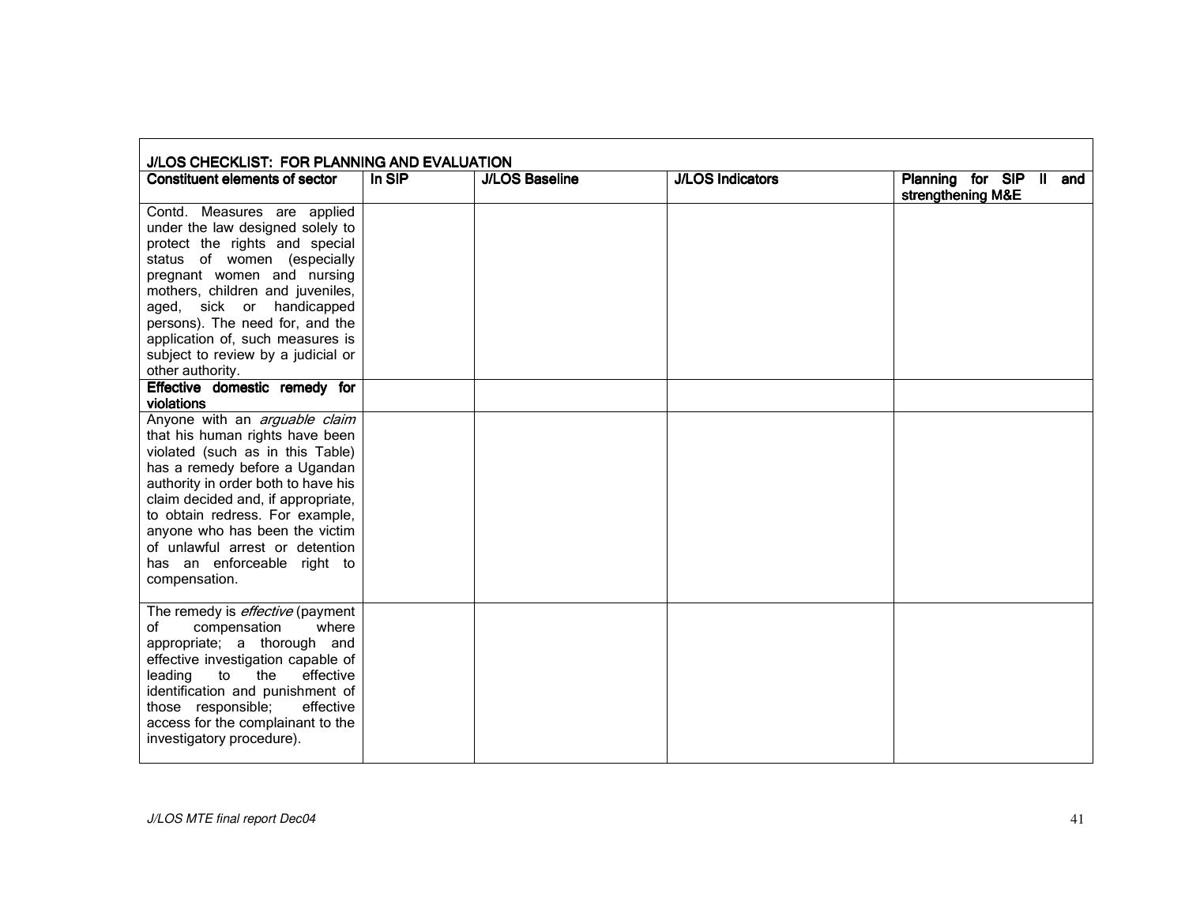| J/LOS CHECKLIST: FOR PLANNING AND EVALUATION | | | | |
|---|---|---|---|---|
| **Constituent elements of sector** | **In SIP** | **J/LOS Baseline** | **J/LOS Indicators** | **Planning for SIP II and strengthening M&E** |
| Contd. Measures are applied under the law designed solely to protect the rights and special status of women (especially pregnant women and nursing mothers, children and juveniles, aged, sick or handicapped persons). The need for, and the application of, such measures is subject to review by a judicial or other authority. | | | | |
| **Effective domestic remedy for violations** | | | | |
| Anyone with an *arguable claim* that his human rights have been violated (such as in this Table) has a remedy before a Ugandan authority in order both to have his claim decided and, if appropriate, to obtain redress. For example, anyone who has been the victim of unlawful arrest or detention has an enforceable right to compensation. | | | | |
| The remedy is *effective* (payment of compensation where appropriate; a thorough and effective investigation capable of leading to the effective identification and punishment of those responsible; effective access for the complainant to the investigatory procedure). | | | | |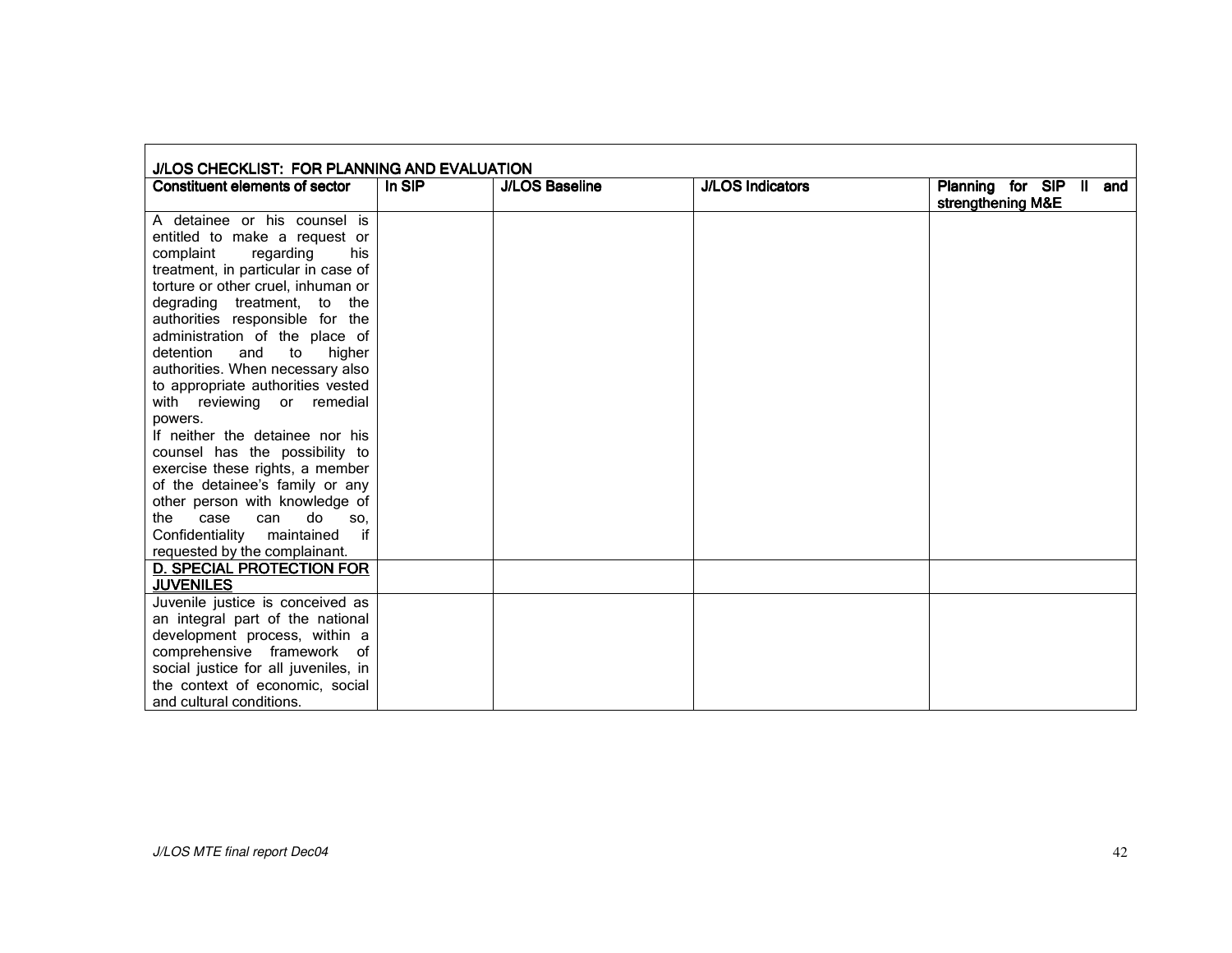| J/LOS CHECKLIST: FOR PLANNING AND EVALUATION | | | | |
|---|---|---|---|---|
| **Constituent elements of sector** | **In SIP** | **J/LOS Baseline** | **J/LOS Indicators** | **Planning for SIP II and strengthening M&E** |
| A detainee or his counsel is entitled to make a request or complaint regarding his treatment, in particular in case of torture or other cruel, inhuman or degrading treatment, to the authorities responsible for the administration of the place of detention and to higher authorities. When necessary also to appropriate authorities vested with reviewing or remedial powers.<br>If neither the detainee nor his counsel has the possibility to exercise these rights, a member of the detainee's family or any other person with knowledge of the case can do so, Confidentiality maintained if requested by the complainant. | | | | |
| **D. SPECIAL PROTECTION FOR JUVENILES** | | | | |
| Juvenile justice is conceived as an integral part of the national development process, within a comprehensive framework of social justice for all juveniles, in the context of economic, social and cultural conditions. | | | | |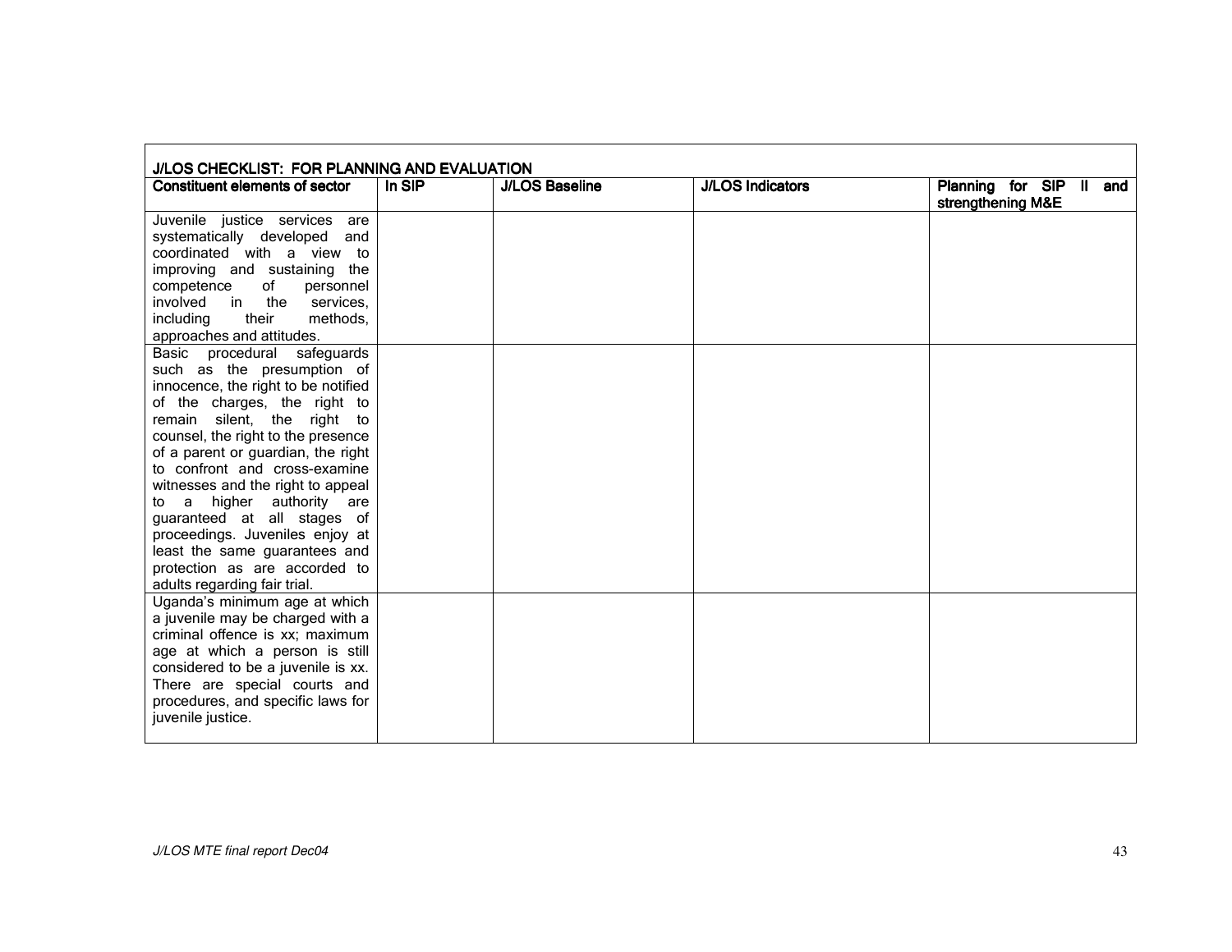| J/LOS CHECKLIST: FOR PLANNING AND EVALUATION | | | | |
|---|---|---|---|---|
| **Constituent elements of sector** | **In SIP** | **J/LOS Baseline** | **J/LOS Indicators** | **Planning for SIP II and strengthening M&E** |
| Juvenile justice services are systematically developed and coordinated with a view to improving and sustaining the competence of personnel involved in the services, including their methods, approaches and attitudes. | | | | |
| Basic procedural safeguards such as the presumption of innocence, the right to be notified of the charges, the right to remain silent, the right to counsel, the right to the presence of a parent or guardian, the right to confront and cross-examine witnesses and the right to appeal to a higher authority are guaranteed at all stages of proceedings. Juveniles enjoy at least the same guarantees and protection as are accorded to adults regarding fair trial. | | | | |
| Uganda's minimum age at which a juvenile may be charged with a criminal offence is xx; maximum age at which a person is still considered to be a juvenile is xx. There are special courts and procedures, and specific laws for juvenile justice. | | | | |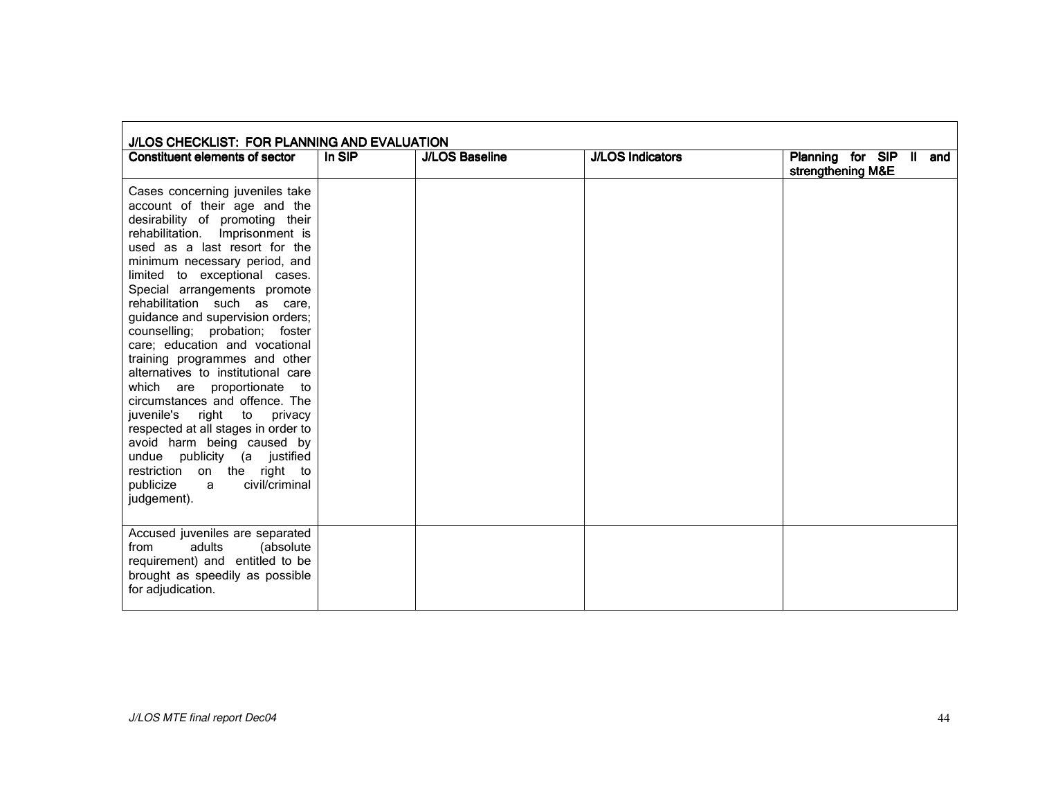| J/LOS CHECKLIST: FOR PLANNING AND EVALUATION | | | | |
|---|---|---|---|---|
| **Constituent elements of sector** | **In SIP** | **J/LOS Baseline** | **J/LOS Indicators** | **Planning for SIP II and strengthening M&E** |
| Cases concerning juveniles take account of their age and the desirability of promoting their rehabilitation. Imprisonment is used as a last resort for the minimum necessary period, and limited to exceptional cases. Special arrangements promote rehabilitation such as care, guidance and supervision orders; counselling; probation; foster care; education and vocational training programmes and other alternatives to institutional care which are proportionate to circumstances and offence. The juvenile's right to privacy respected at all stages in order to avoid harm being caused by undue publicity (a justified restriction on the right to publicize a civil/criminal judgement). | | | | |
| Accused juveniles are separated from adults (absolute requirement) and entitled to be brought as speedily as possible for adjudication. | | | | |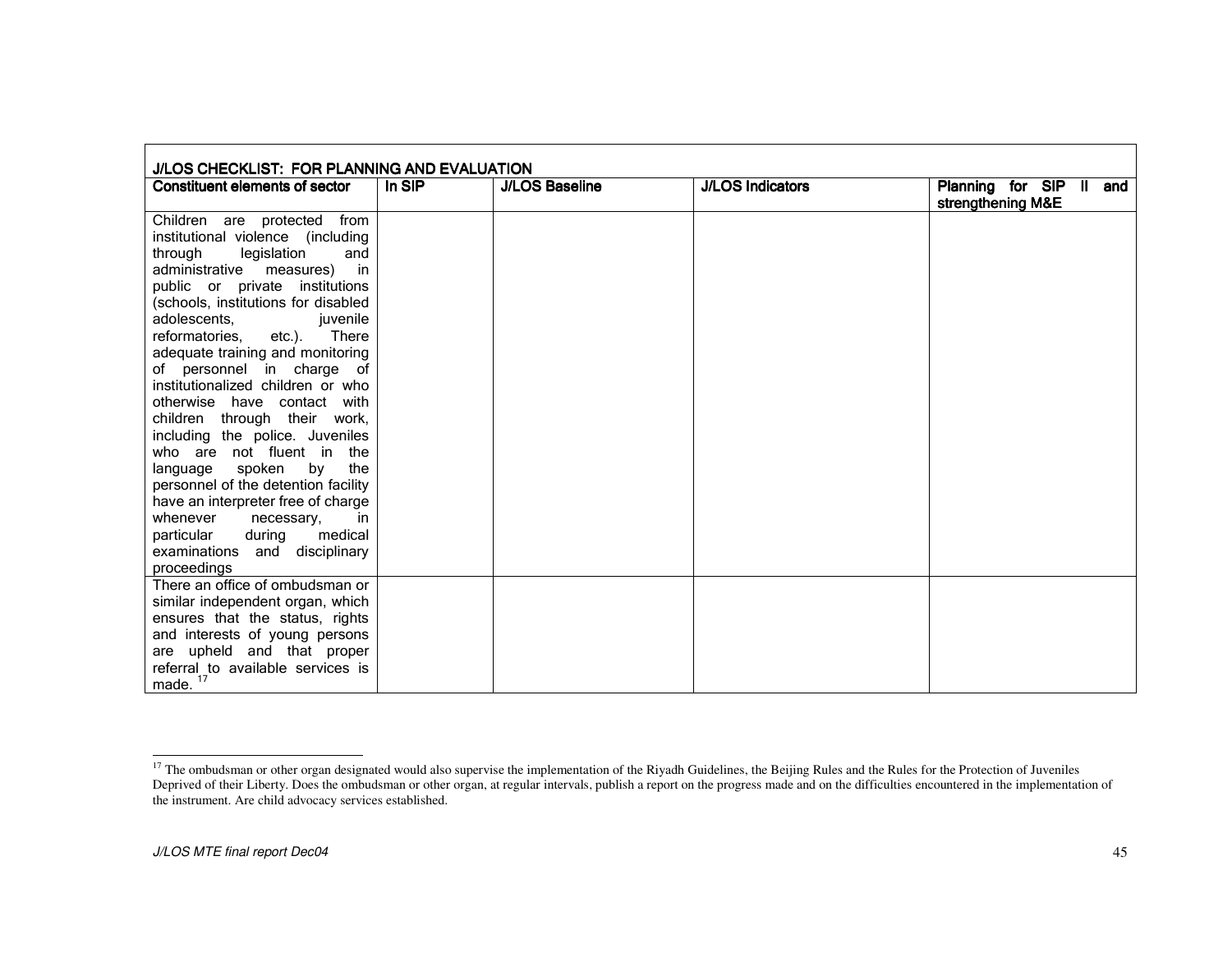| J/LOS CHECKLIST: FOR PLANNING AND EVALUATION | | | | |
|---|---|---|---|---|
| **Constituent elements of sector** | **In SIP** | **J/LOS Baseline** | **J/LOS Indicators** | **Planning for SIP II and strengthening M&E** |
| Children are protected from institutional violence (including through legislation and administrative measures) in public or private institutions (schools, institutions for disabled adolescents, juvenile reformatories, etc.). There adequate training and monitoring of personnel in charge of institutionalized children or who otherwise have contact with children through their work, including the police. Juveniles who are not fluent in the language spoken by the personnel of the detention facility have an interpreter free of charge whenever necessary, in particular during medical examinations and disciplinary proceedings | | | | |
| There an office of ombudsman or similar independent organ, which ensures that the status, rights and interests of young persons are upheld and that proper referral to available services is made. [17] | | | | |

[17] The ombudsman or other organ designated would also supervise the implementation of the Riyadh Guidelines, the Beijing Rules and the Rules for the Protection of Juveniles Deprived of their Liberty. Does the ombudsman or other organ, at regular intervals, publish a report on the progress made and on the difficulties encountered in the implementation of the instrument. Are child advocacy services established.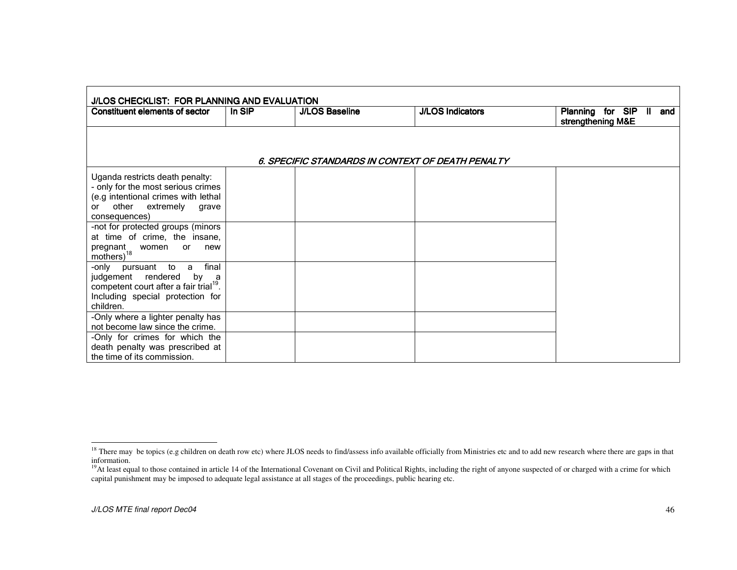| J/LOS CHECKLIST: FOR PLANNING AND EVALUATION | | | | |
|---|---|---|---|---|
| **Constituent elements of sector** | **In SIP** | **J/LOS Baseline** | **J/LOS Indicators** | **Planning for SIP II and strengthening M&E** |
| ***6. SPECIFIC STANDARDS IN CONTEXT OF DEATH PENALTY*** | | | | |
| Uganda restricts death penalty:<br>- only for the most serious crimes (e.g intentional crimes with lethal or other extremely grave consequences) | | | | |
| -not for protected groups (minors at time of crime, the insane, pregnant women or new mothers)[18] | | | | |
| -only pursuant to a final judgement rendered by a competent court after a fair trial[19]. Including special protection for children. | | | | |
| -Only where a lighter penalty has not become law since the crime. | | | | |
| -Only for crimes for which the death penalty was prescribed at the time of its commission. | | | | |

[18] There may be topics (e.g children on death row etc) where JLOS needs to find/assess info available officially from Ministries etc and to add new research where there are gaps in that information.

[19] At least equal to those contained in article 14 of the International Covenant on Civil and Political Rights, including the right of anyone suspected of or charged with a crime for which capital punishment may be imposed to adequate legal assistance at all stages of the proceedings, public hearing etc.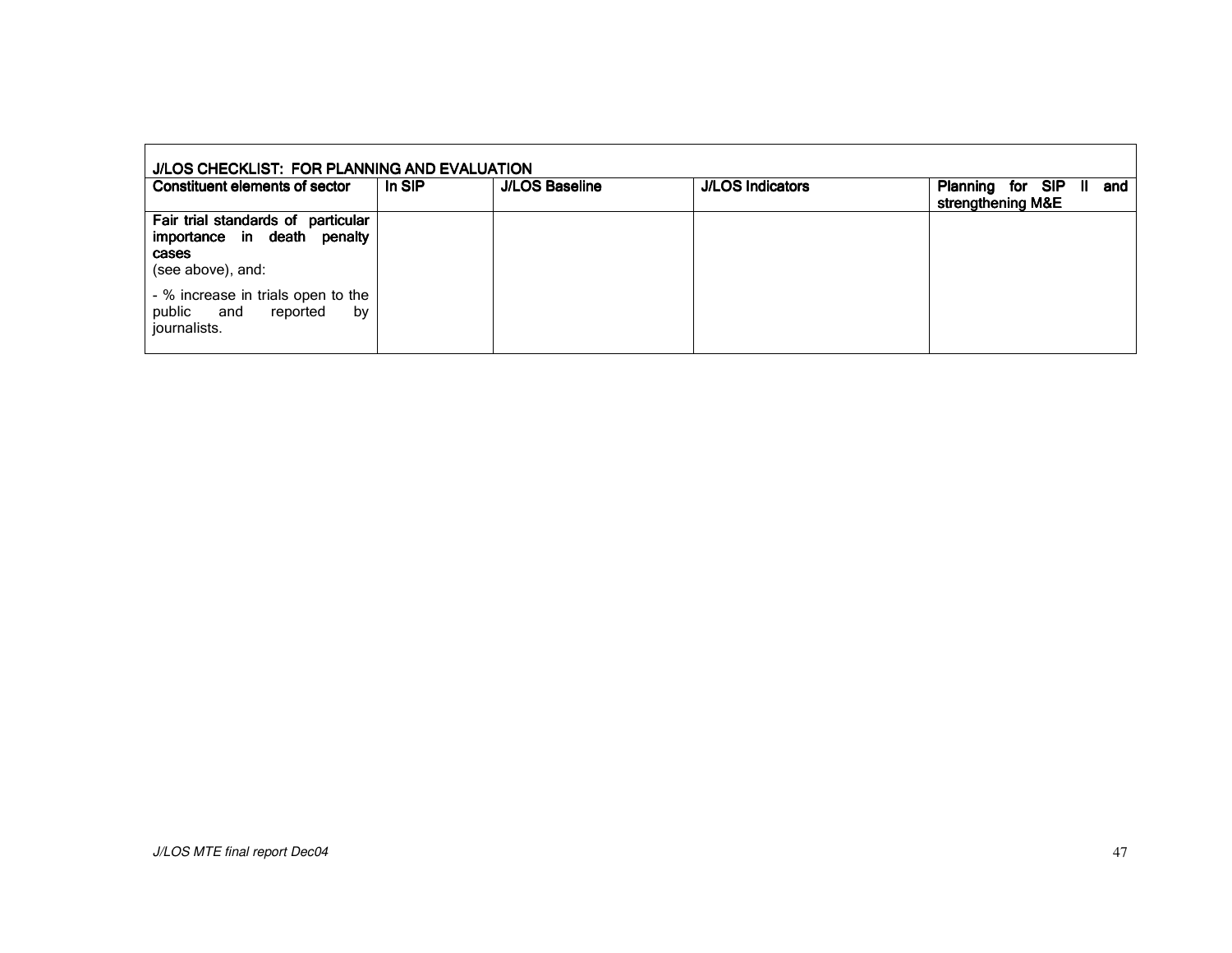| J/LOS CHECKLIST: FOR PLANNING AND EVALUATION | | | | |
|---|---|---|---|---|
| **Constituent elements of sector** | **In SIP** | **J/LOS Baseline** | **J/LOS Indicators** | **Planning for SIP II and strengthening M&E** |
| **Fair trial standards of particular importance in death penalty cases** (see above), and: <br> - % increase in trials open to the public and reported by journalists. | | | | |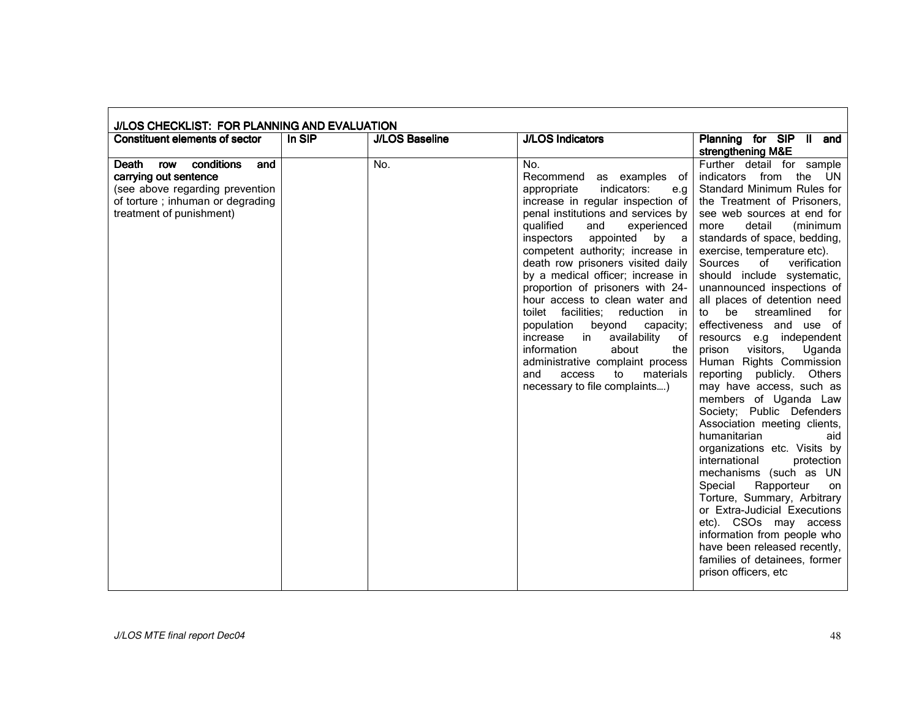| J/LOS CHECKLIST: FOR PLANNING AND EVALUATION | | | | |
|---|---|---|---|---|
| **Constituent elements of sector** | **In SIP** | **J/LOS Baseline** | **J/LOS Indicators** | **Planning for SIP II and strengthening M&E** |
| **Death row conditions and carrying out sentence** (see above regarding prevention of torture ; inhuman or degrading treatment of punishment) | | No. | No. Recommend as examples of appropriate indicators: e.g increase in regular inspection of penal institutions and services by qualified and experienced inspectors appointed by a competent authority; increase in death row prisoners visited daily by a medical officer; increase in proportion of prisoners with 24-hour access to clean water and toilet facilities; reduction in population beyond capacity; increase in availability of information about the administrative complaint process and access to materials necessary to file complaints….) | Further detail for sample indicators from the UN Standard Minimum Rules for the Treatment of Prisoners, see web sources at end for more detail (minimum standards of space, bedding, exercise, temperature etc). Sources of verification should include systematic, unannounced inspections of all places of detention need to be streamlined for effectiveness and use of resourcs e.g independent prison visitors, Uganda Human Rights Commission reporting publicly. Others may have access, such as members of Uganda Law Society; Public Defenders Association meeting clients, humanitarian aid organizations etc. Visits by international protection mechanisms (such as UN Special Rapporteur on Torture, Summary, Arbitrary or Extra-Judicial Executions etc). CSOs may access information from people who have been released recently, families of detainees, former prison officers, etc |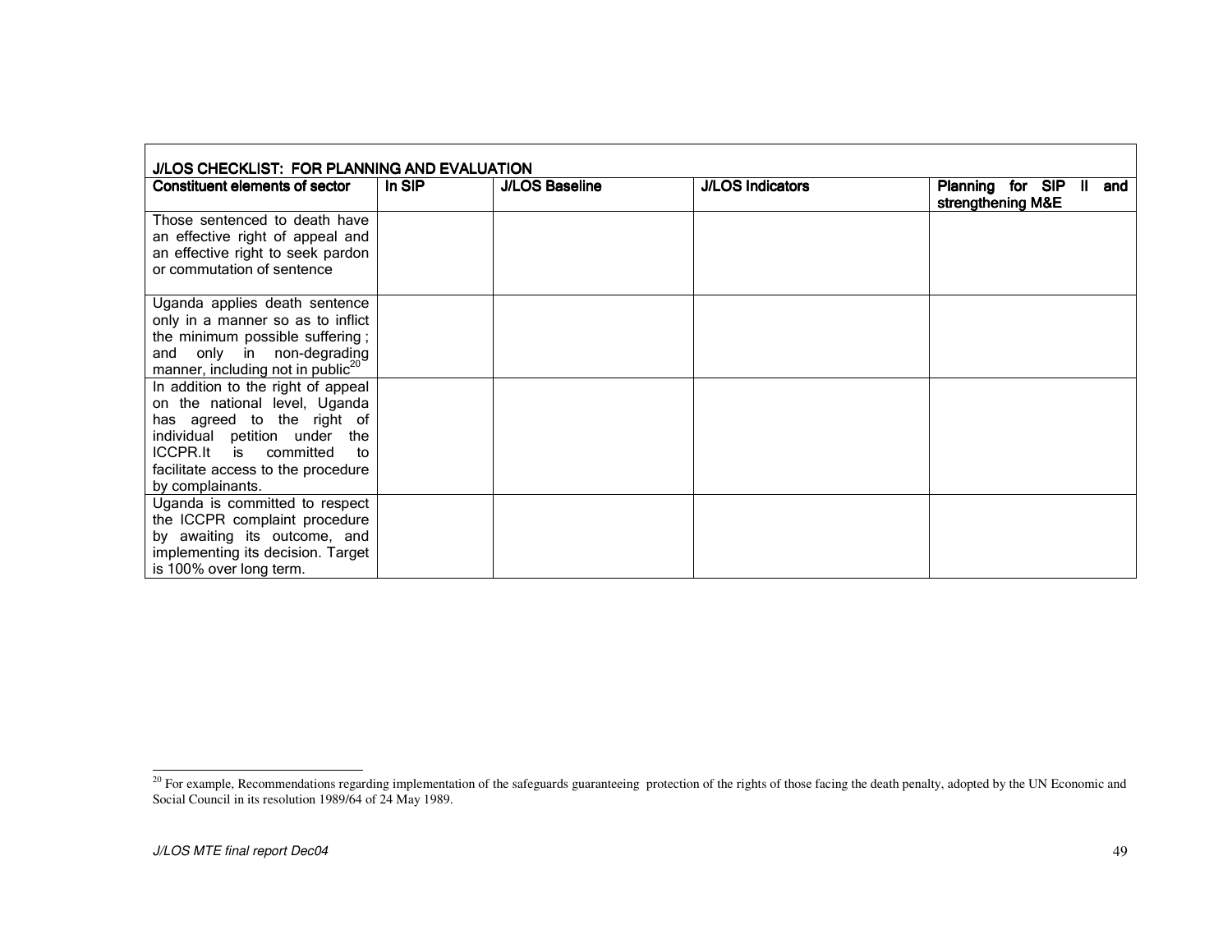| J/LOS CHECKLIST: FOR PLANNING AND EVALUATION | | | | |
|---|---|---|---|---|
| **Constituent elements of sector** | **In SIP** | **J/LOS Baseline** | **J/LOS Indicators** | **Planning for SIP II and strengthening M&E** |
| Those sentenced to death have an effective right of appeal and an effective right to seek pardon or commutation of sentence | | | | |
| Uganda applies death sentence only in a manner so as to inflict the minimum possible suffering ; and only in non-degrading manner, including not in public[20] | | | | |
| In addition to the right of appeal on the national level, Uganda has agreed to the right of individual petition under the ICCPR.It is committed to facilitate access to the procedure by complainants. | | | | |
| Uganda is committed to respect the ICCPR complaint procedure by awaiting its outcome, and implementing its decision. Target is 100% over long term. | | | | |

[20] For example, Recommendations regarding implementation of the safeguards guaranteeing protection of the rights of those facing the death penalty, adopted by the UN Economic and Social Council in its resolution 1989/64 of 24 May 1989.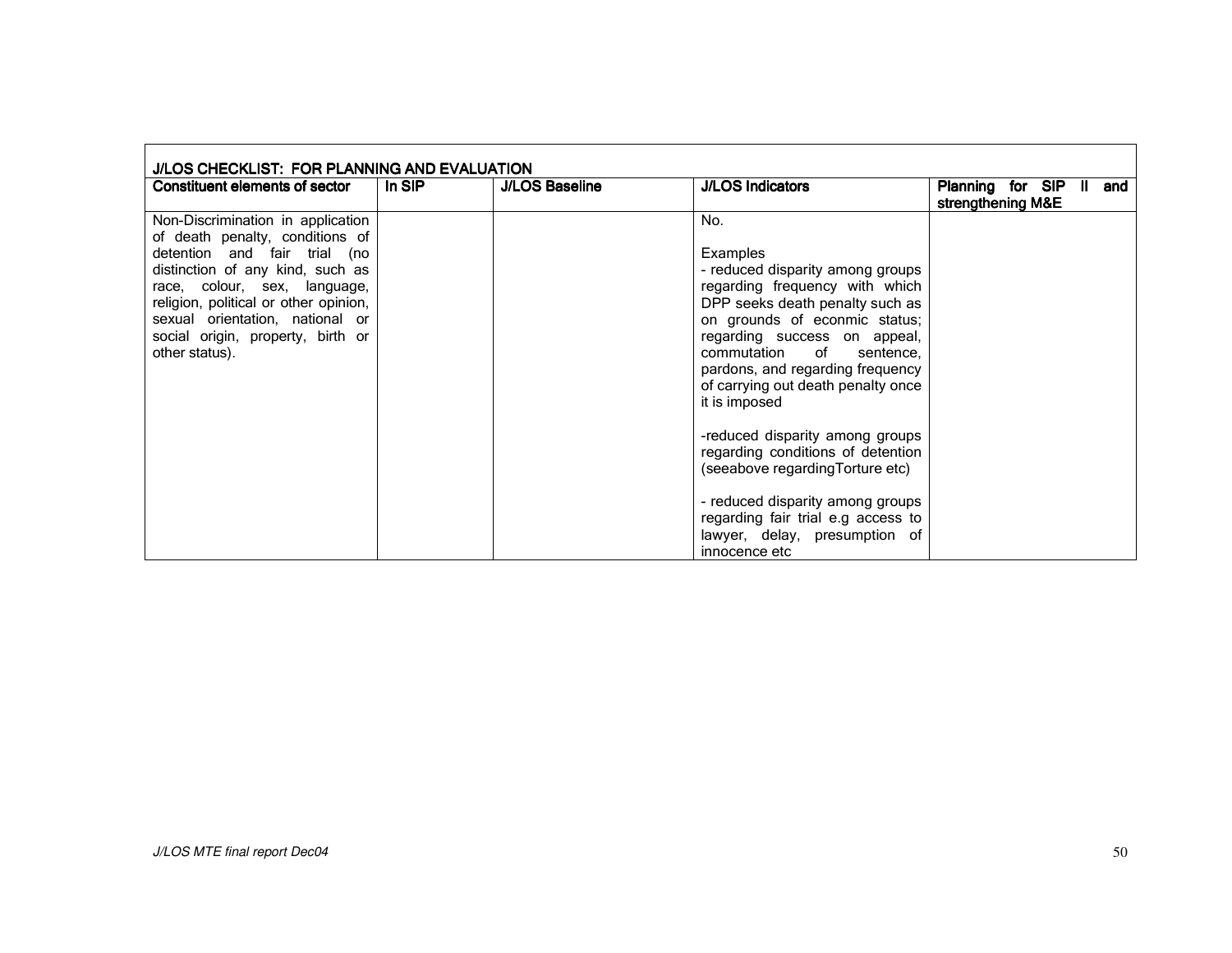| J/LOS CHECKLIST: FOR PLANNING AND EVALUATION | | | | |
|---|---|---|---|---|
| **Constituent elements of sector** | **In SIP** | **J/LOS Baseline** | **J/LOS Indicators** | **Planning for SIP II and strengthening M&E** |
| Non-Discrimination in application of death penalty, conditions of detention and fair trial (no distinction of any kind, such as race, colour, sex, language, religion, political or other opinion, sexual orientation, national or social origin, property, birth or other status). | | | No.<br><br>Examples<br>- reduced disparity among groups regarding frequency with which DPP seeks death penalty such as on grounds of econmic status; regarding success on appeal, commutation of sentence, pardons, and regarding frequency of carrying out death penalty once it is imposed<br><br>-reduced disparity among groups regarding conditions of detention (seeabove regardingTorture etc)<br><br>- reduced disparity among groups regarding fair trial e.g access to lawyer, delay, presumption of innocence etc | |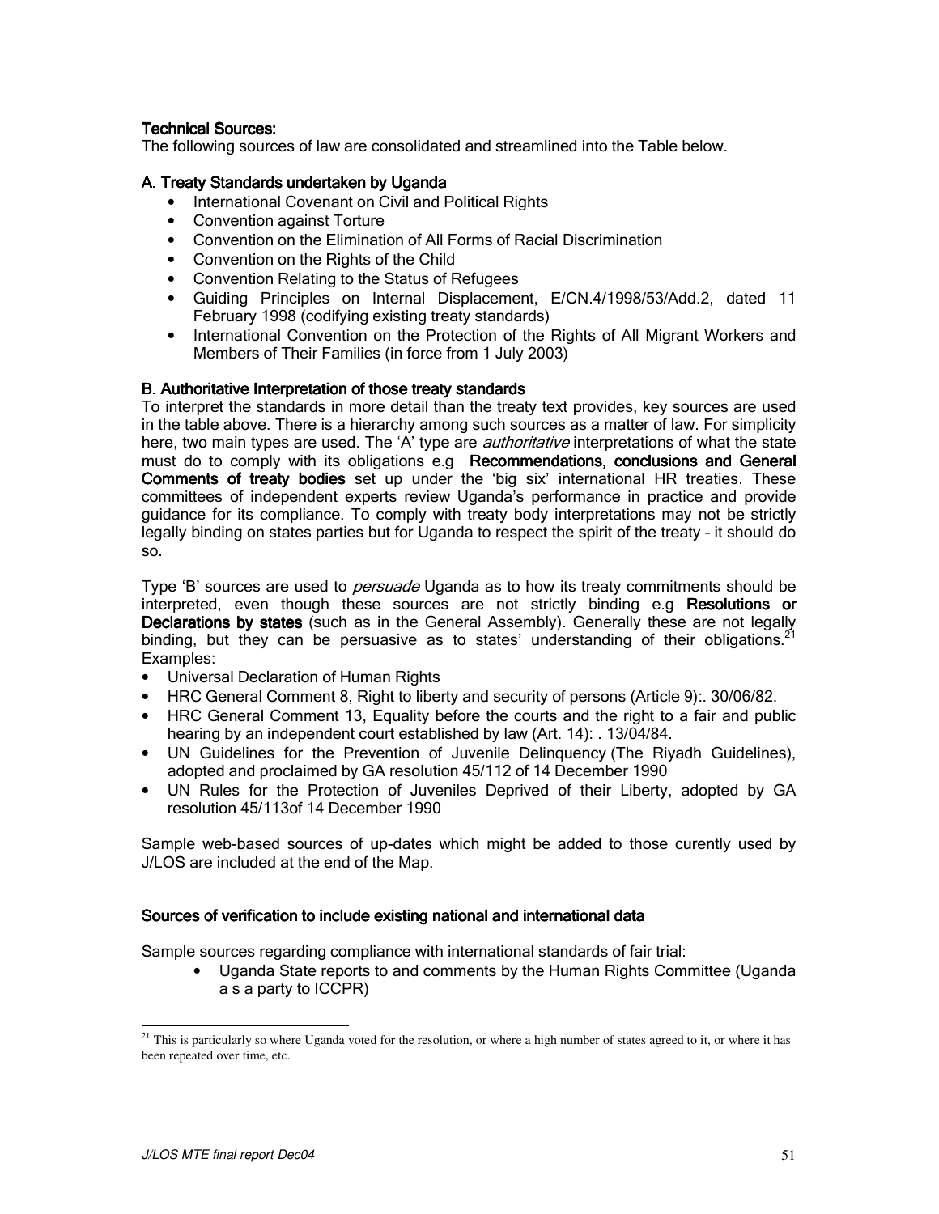### Technical Sources:

The following sources of law are consolidated and streamlined into the Table below.

#### A. Treaty Standards undertaken by Uganda

- International Covenant on Civil and Political Rights
- Convention against Torture
- Convention on the Elimination of All Forms of Racial Discrimination
- Convention on the Rights of the Child
- Convention Relating to the Status of Refugees
- Guiding Principles on Internal Displacement, E/CN.4/1998/53/Add.2, dated 11 February 1998 (codifying existing treaty standards)
- International Convention on the Protection of the Rights of All Migrant Workers and Members of Their Families (in force from 1 July 2003)

#### B. Authoritative Interpretation of those treaty standards

To interpret the standards in more detail than the treaty text provides, key sources are used in the table above. There is a hierarchy among such sources as a matter of law. For simplicity here, two main types are used. The 'A' type are *authoritative* interpretations of what the state must do to comply with its obligations e.g **Recommendations, conclusions and General Comments of treaty bodies** set up under the 'big six' international HR treaties. These committees of independent experts review Uganda's performance in practice and provide guidance for its compliance. To comply with treaty body interpretations may not be strictly legally binding on states parties but for Uganda to respect the spirit of the treaty – it should do so.

Type 'B' sources are used to *persuade* Uganda as to how its treaty commitments should be interpreted, even though these sources are not strictly binding e.g **Resolutions or Declarations by states** (such as in the General Assembly). Generally these are not legally binding, but they can be persuasive as to states' understanding of their obligations.[21] Examples:

- Universal Declaration of Human Rights
- HRC General Comment 8, Right to liberty and security of persons (Article 9):. 30/06/82.
- HRC General Comment 13, Equality before the courts and the right to a fair and public hearing by an independent court established by law (Art. 14): . 13/04/84.
- UN Guidelines for the Prevention of Juvenile Delinquency (The Riyadh Guidelines), adopted and proclaimed by GA resolution 45/112 of 14 December 1990
- UN Rules for the Protection of Juveniles Deprived of their Liberty, adopted by GA resolution 45/113of 14 December 1990

Sample web-based sources of up-dates which might be added to those curently used by J/LOS are included at the end of the Map.

#### Sources of verification to include existing national and international data

Sample sources regarding compliance with international standards of fair trial:

- Uganda State reports to and comments by the Human Rights Committee (Uganda a s a party to ICCPR)

[21] This is particularly so where Uganda voted for the resolution, or where a high number of states agreed to it, or where it has been repeated over time, etc.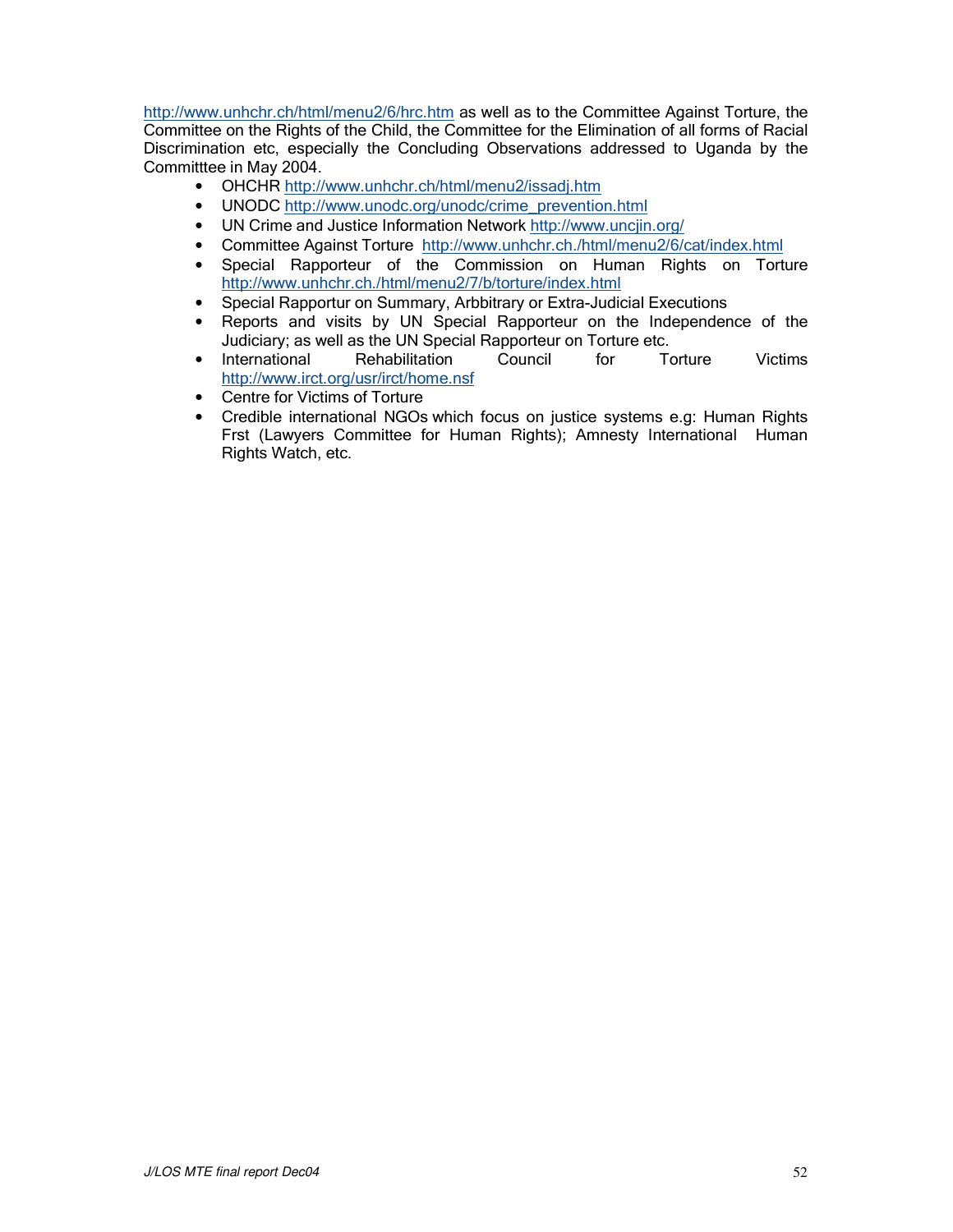http://www.unhchr.ch/html/menu2/6/hrc.htm as well as to the Committee Against Torture, the Committee on the Rights of the Child, the Committee for the Elimination of all forms of Racial Discrimination etc, especially the Concluding Observations addressed to Uganda by the Committtee in May 2004.

- OHCHR http://www.unhchr.ch/html/menu2/issadj.htm
- UNODC http://www.unodc.org/unodc/crime_prevention.html
- UN Crime and Justice Information Network http://www.uncjin.org/
- Committee Against Torture http://www.unhchr.ch./html/menu2/6/cat/index.html
- Special Rapporteur of the Commission on Human Rights on Torture http://www.unhchr.ch./html/menu2/7/b/torture/index.html
- Special Rapportur on Summary, Arbbitrary or Extra-Judicial Executions
- Reports and visits by UN Special Rapporteur on the Independence of the Judiciary; as well as the UN Special Rapporteur on Torture etc.
- International Rehabilitation Council for Torture Victims http://www.irct.org/usr/irct/home.nsf
- Centre for Victims of Torture
- Credible international NGOs which focus on justice systems e.g: Human Rights Frst (Lawyers Committee for Human Rights); Amnesty International Human Rights Watch, etc.